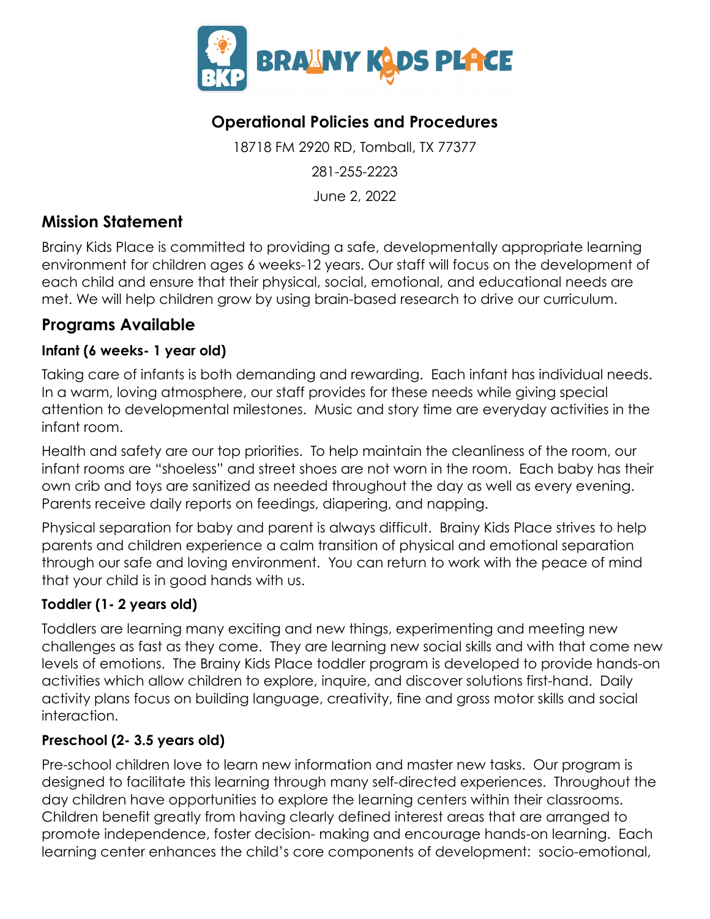# Operational Policies and Procedures

18718 FM 2920 RD, Tomball, TX 77377

281-255-2223

June 2, 2022

## Mission Statement

Brainy Kids Place is committed to providing a safe, developmentally appropriate learning environment for children ages 6 weeks-12 years. Our staff will focus on the development of each child and ensure that their physical, social, emotional, and educational needs are met. We will help children grow by using brain-based research to drive our curriculum.

## Programs Available

### Infant (6 weeks- 1 year old)

Taking care of infants is both demanding and rewarding. Each infant has individual needs. In a warm, loving atmosphere, our staff provides for these needs while giving special attention to developmental milestones. Music and story time are everyday activities in the infant room.

Health and safety are our top priorities. To help maintain the cleanliness of the room, our infant rooms are "shoeless" and street shoes are not worn in the room. Each baby has their own crib and toys are sanitized as needed throughout the day as well as every evening. Parents receive daily reports on feedings, diapering, and napping.

Physical separation for baby and parent is always difficult. Brainy Kids Place strives to help parents and children experience a calm transition of physical and emotional separation through our safe and loving environment. You can return to work with the peace of mind that your child is in good hands with us.

### Toddler (1- 2 years old)

Toddlers are learning many exciting and new things, experimenting and meeting new challenges as fast as they come. They are learning new social skills and with that come new levels of emotions. The Brainy Kids Place toddler program is developed to provide hands-on activities which allow children to explore, inquire, and discover solutions first-hand. Daily activity plans focus on building language, creativity, fine and gross motor skills and social interaction.

### Preschool (2- 3.5 years old)

Pre-school children love to learn new information and master new tasks. Our program is designed to facilitate this learning through many self-directed experiences. Throughout the day children have opportunities to explore the learning centers within their classrooms. Children benefit greatly from having clearly defined interest areas that are arranged to promote independence, foster decision- making and encourage hands-on learning. Each learning center enhances the child's core components of development: socio-emotional,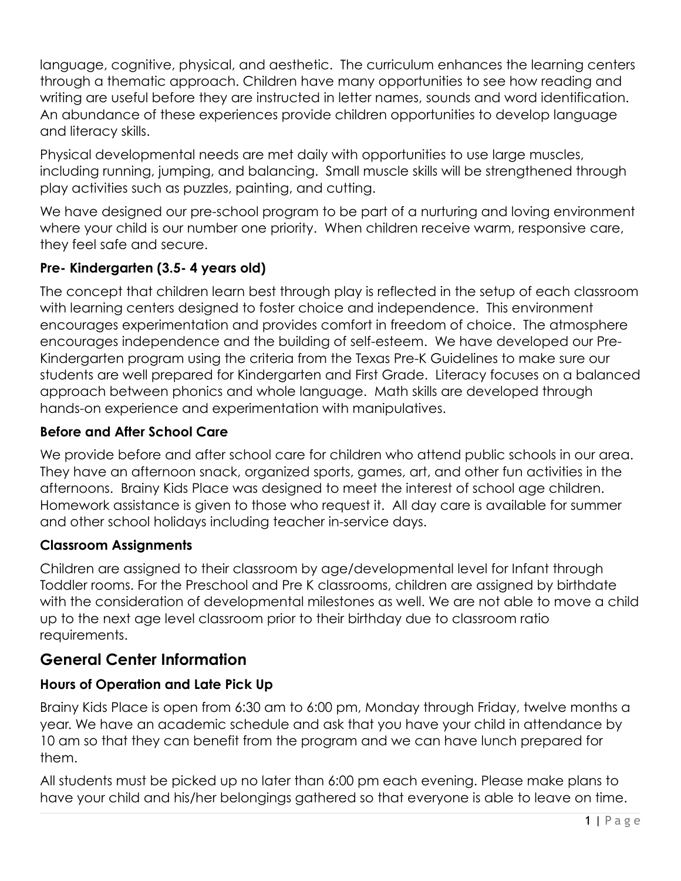language, cognitive, physical, and aesthetic. The curriculum enhances the learning centers through a thematic approach. Children have many opportunities to see how reading and writing are useful before they are instructed in letter names, sounds and word identification. An abundance of these experiences provide children opportunities to develop language and literacy skills.

Physical developmental needs are met daily with opportunities to use large muscles, including running, jumping, and balancing. Small muscle skills will be strengthened through play activities such as puzzles, painting, and cutting.

We have designed our pre-school program to be part of a nurturing and loving environment where your child is our number one priority. When children receive warm, responsive care, they feel safe and secure.

### Pre- Kindergarten (3.5- 4 years old)

The concept that children learn best through play is reflected in the setup of each classroom with learning centers designed to foster choice and independence. This environment encourages experimentation and provides comfort in freedom of choice. The atmosphere encourages independence and the building of self-esteem. We have developed our Pre-Kindergarten program using the criteria from the Texas Pre-K Guidelines to make sure our students are well prepared for Kindergarten and First Grade. Literacy focuses on a balanced approach between phonics and whole language. Math skills are developed through hands-on experience and experimentation with manipulatives.

### Before and After School Care

We provide before and after school care for children who attend public schools in our area. They have an afternoon snack, organized sports, games, art, and other fun activities in the afternoons. Brainy Kids Place was designed to meet the interest of school age children. Homework assistance is given to those who request it. All day care is available for summer and other school holidays including teacher in-service days.

### Classroom Assignments

Children are assigned to their classroom by age/developmental level for Infant through Toddler rooms. For the Preschool and Pre K classrooms, children are assigned by birthdate with the consideration of developmental milestones as well. We are not able to move a child up to the next age level classroom prior to their birthday due to classroom ratio requirements.

## General Center Information

### Hours of Operation and Late Pick Up

Brainy Kids Place is open from 6:30 am to 6:00 pm, Monday through Friday, twelve months a year. We have an academic schedule and ask that you have your child in attendance by 10 am so that they can benefit from the program and we can have lunch prepared for them.

All students must be picked up no later than 6:00 pm each evening. Please make plans to have your child and his/her belongings gathered so that everyone is able to leave on time.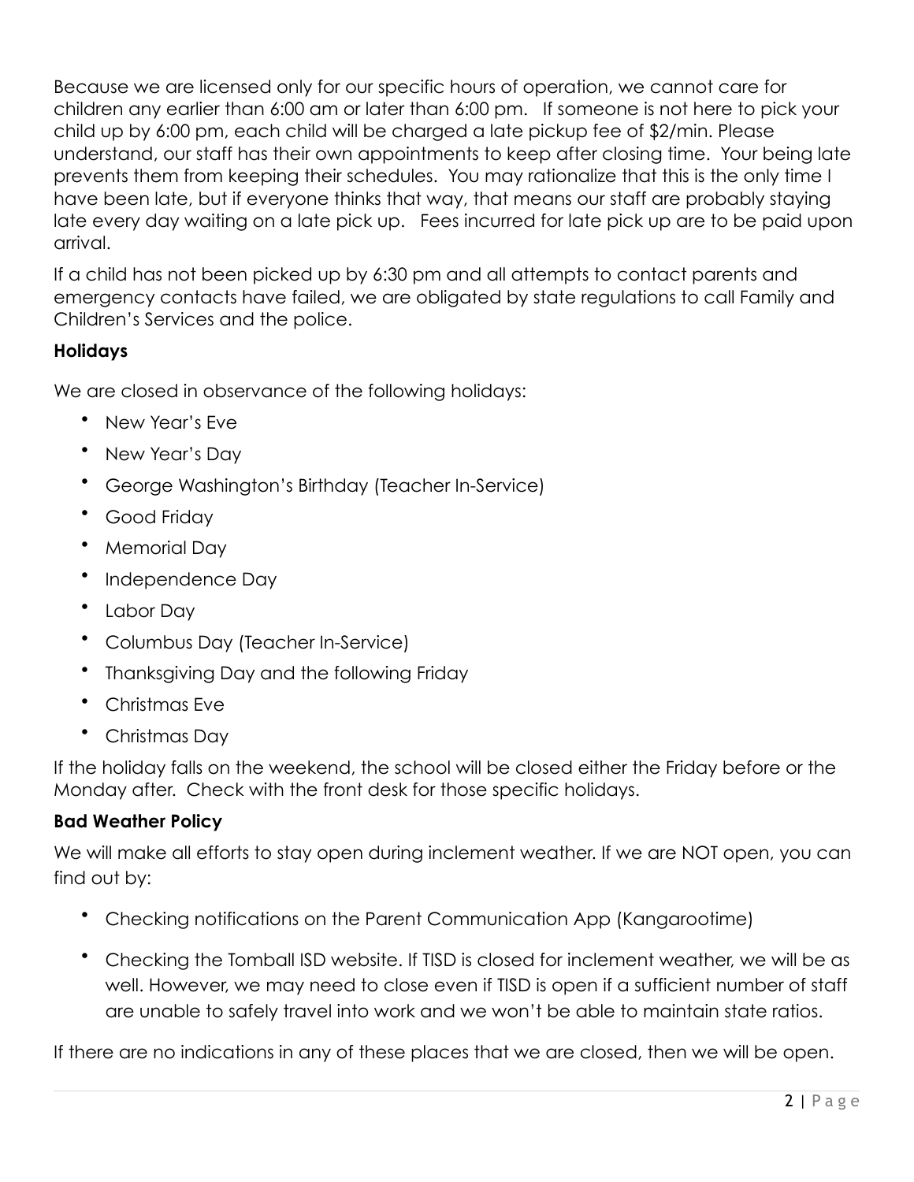Because we are licensed only for our specific hours of operation, we cannot care for children any earlier than 6:00 am or later than 6:00 pm. If someone is not here to pick your child up by 6:00 pm, each child will be charged a late pickup fee of $2/min. Please understand, our staff has their own appointments to keep after closing time. Your being late prevents them from keeping their schedules. You may rationalize that this is the only time I have been late, but if everyone thinks that way, that means our staff are probably staying late every day waiting on a late pick up. Fees incurred for late pick up are to be paid upon arrival.

If a child has not been picked up by 6:30 pm and all attempts to contact parents and emergency contacts have failed, we are obligated by state regulations to call Family and Children's Services and the police.

**Holidays**

We are closed in observance of the following holidays:

- New Year's Eve
- New Year's Day
- George Washington's Birthday (Teacher In-Service)
- Good Friday
- Memorial Day
- Independence Day
- Labor Day
- Columbus Day (Teacher In-Service)
- Thanksgiving Day and the following Friday
- Christmas Eve
- Christmas Day

If the holiday falls on the weekend, the school will be closed either the Friday before or the Monday after. Check with the front desk for those specific holidays.

**Bad Weather Policy**

We will make all efforts to stay open during inclement weather. If we are NOT open, you can find out by:

- Checking notifications on the Parent Communication App (Kangarootime)
- Checking the Tomball ISD website. If TISD is closed for inclement weather, we will be as well. However, we may need to close even if TISD is open if a sufficient number of staff are unable to safely travel into work and we won't be able to maintain state ratios.

If there are no indications in any of these places that we are closed, then we will be open.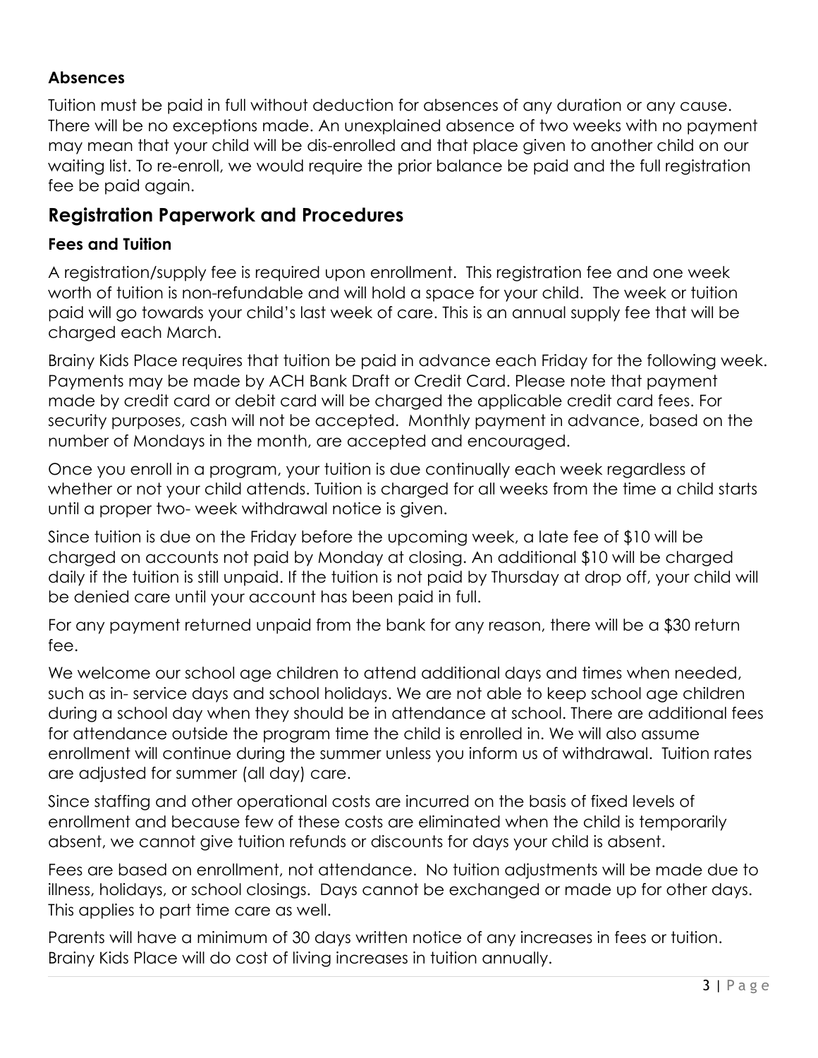### Absences

Tuition must be paid in full without deduction for absences of any duration or any cause. There will be no exceptions made. An unexplained absence of two weeks with no payment may mean that your child will be dis-enrolled and that place given to another child on our waiting list. To re-enroll, we would require the prior balance be paid and the full registration fee be paid again.

## Registration Paperwork and Procedures

### Fees and Tuition

A registration/supply fee is required upon enrollment. This registration fee and one week worth of tuition is non-refundable and will hold a space for your child. The week or tuition paid will go towards your child's last week of care. This is an annual supply fee that will be charged each March.

Brainy Kids Place requires that tuition be paid in advance each Friday for the following week. Payments may be made by ACH Bank Draft or Credit Card. Please note that payment made by credit card or debit card will be charged the applicable credit card fees. For security purposes, cash will not be accepted. Monthly payment in advance, based on the number of Mondays in the month, are accepted and encouraged.

Once you enroll in a program, your tuition is due continually each week regardless of whether or not your child attends. Tuition is charged for all weeks from the time a child starts until a proper two- week withdrawal notice is given.

Since tuition is due on the Friday before the upcoming week, a late fee of $10 will be charged on accounts not paid by Monday at closing. An additional $10 will be charged daily if the tuition is still unpaid. If the tuition is not paid by Thursday at drop off, your child will be denied care until your account has been paid in full.

For any payment returned unpaid from the bank for any reason, there will be a $30 return fee.

We welcome our school age children to attend additional days and times when needed, such as in- service days and school holidays. We are not able to keep school age children during a school day when they should be in attendance at school. There are additional fees for attendance outside the program time the child is enrolled in. We will also assume enrollment will continue during the summer unless you inform us of withdrawal. Tuition rates are adjusted for summer (all day) care.

Since staffing and other operational costs are incurred on the basis of fixed levels of enrollment and because few of these costs are eliminated when the child is temporarily absent, we cannot give tuition refunds or discounts for days your child is absent.

Fees are based on enrollment, not attendance. No tuition adjustments will be made due to illness, holidays, or school closings. Days cannot be exchanged or made up for other days. This applies to part time care as well.

Parents will have a minimum of 30 days written notice of any increases in fees or tuition. Brainy Kids Place will do cost of living increases in tuition annually.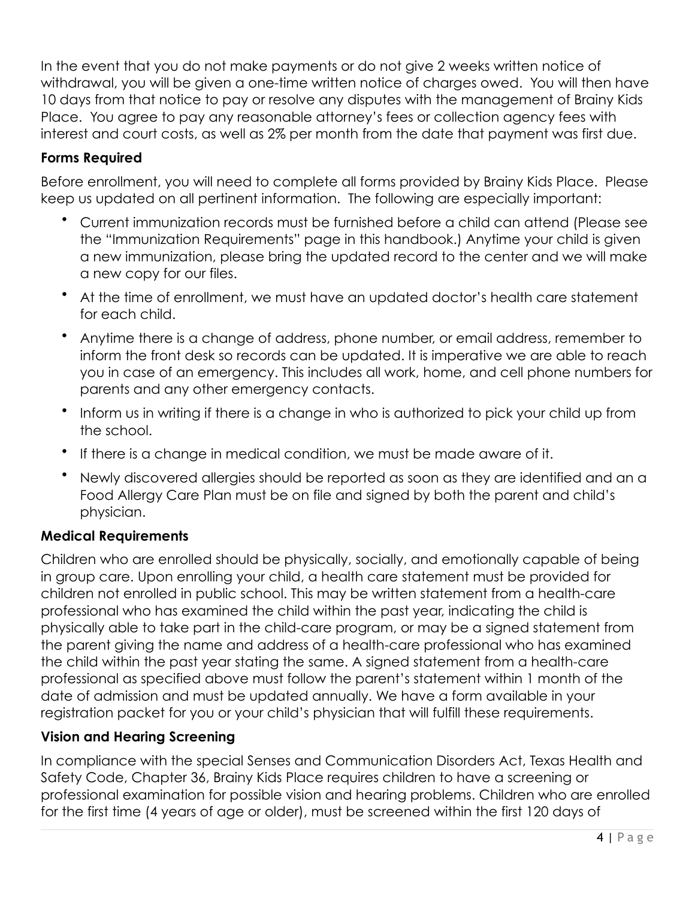In the event that you do not make payments or do not give 2 weeks written notice of withdrawal, you will be given a one-time written notice of charges owed. You will then have 10 days from that notice to pay or resolve any disputes with the management of Brainy Kids Place. You agree to pay any reasonable attorney's fees or collection agency fees with interest and court costs, as well as 2% per month from the date that payment was first due.

**Forms Required**

Before enrollment, you will need to complete all forms provided by Brainy Kids Place. Please keep us updated on all pertinent information. The following are especially important:

- Current immunization records must be furnished before a child can attend (Please see the "Immunization Requirements" page in this handbook.) Anytime your child is given a new immunization, please bring the updated record to the center and we will make a new copy for our files.
- At the time of enrollment, we must have an updated doctor's health care statement for each child.
- Anytime there is a change of address, phone number, or email address, remember to inform the front desk so records can be updated. It is imperative we are able to reach you in case of an emergency. This includes all work, home, and cell phone numbers for parents and any other emergency contacts.
- Inform us in writing if there is a change in who is authorized to pick your child up from the school.
- If there is a change in medical condition, we must be made aware of it.
- Newly discovered allergies should be reported as soon as they are identified and an a Food Allergy Care Plan must be on file and signed by both the parent and child's physician.

**Medical Requirements**

Children who are enrolled should be physically, socially, and emotionally capable of being in group care. Upon enrolling your child, a health care statement must be provided for children not enrolled in public school. This may be written statement from a health-care professional who has examined the child within the past year, indicating the child is physically able to take part in the child-care program, or may be a signed statement from the parent giving the name and address of a health-care professional who has examined the child within the past year stating the same. A signed statement from a health-care professional as specified above must follow the parent's statement within 1 month of the date of admission and must be updated annually. We have a form available in your registration packet for you or your child's physician that will fulfill these requirements.

**Vision and Hearing Screening**

In compliance with the special Senses and Communication Disorders Act, Texas Health and Safety Code, Chapter 36, Brainy Kids Place requires children to have a screening or professional examination for possible vision and hearing problems. Children who are enrolled for the first time (4 years of age or older), must be screened within the first 120 days of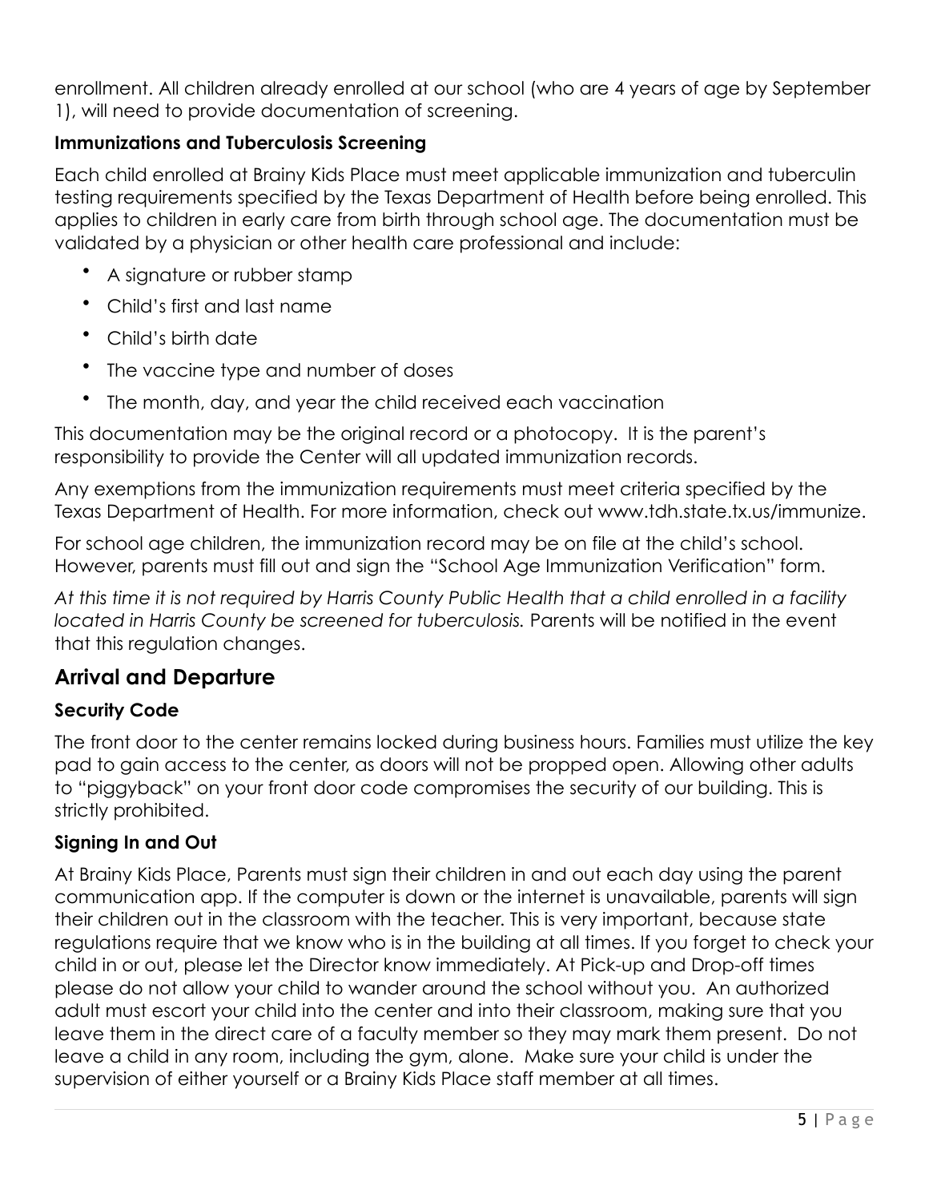enrollment. All children already enrolled at our school (who are 4 years of age by September 1), will need to provide documentation of screening.

### Immunizations and Tuberculosis Screening

Each child enrolled at Brainy Kids Place must meet applicable immunization and tuberculin testing requirements specified by the Texas Department of Health before being enrolled. This applies to children in early care from birth through school age. The documentation must be validated by a physician or other health care professional and include:

- A signature or rubber stamp
- Child's first and last name
- Child's birth date
- The vaccine type and number of doses
- The month, day, and year the child received each vaccination

This documentation may be the original record or a photocopy. It is the parent's responsibility to provide the Center will all updated immunization records.

Any exemptions from the immunization requirements must meet criteria specified by the Texas Department of Health. For more information, check out www.tdh.state.tx.us/immunize.

For school age children, the immunization record may be on file at the child's school. However, parents must fill out and sign the "School Age Immunization Verification" form.

*At this time it is not required by Harris County Public Health that a child enrolled in a facility located in Harris County be screened for tuberculosis.* Parents will be notified in the event that this regulation changes.

## Arrival and Departure

### Security Code

The front door to the center remains locked during business hours. Families must utilize the key pad to gain access to the center, as doors will not be propped open. Allowing other adults to "piggyback" on your front door code compromises the security of our building. This is strictly prohibited.

### Signing In and Out

At Brainy Kids Place, Parents must sign their children in and out each day using the parent communication app. If the computer is down or the internet is unavailable, parents will sign their children out in the classroom with the teacher. This is very important, because state regulations require that we know who is in the building at all times. If you forget to check your child in or out, please let the Director know immediately. At Pick-up and Drop-off times please do not allow your child to wander around the school without you. An authorized adult must escort your child into the center and into their classroom, making sure that you leave them in the direct care of a faculty member so they may mark them present. Do not leave a child in any room, including the gym, alone. Make sure your child is under the supervision of either yourself or a Brainy Kids Place staff member at all times.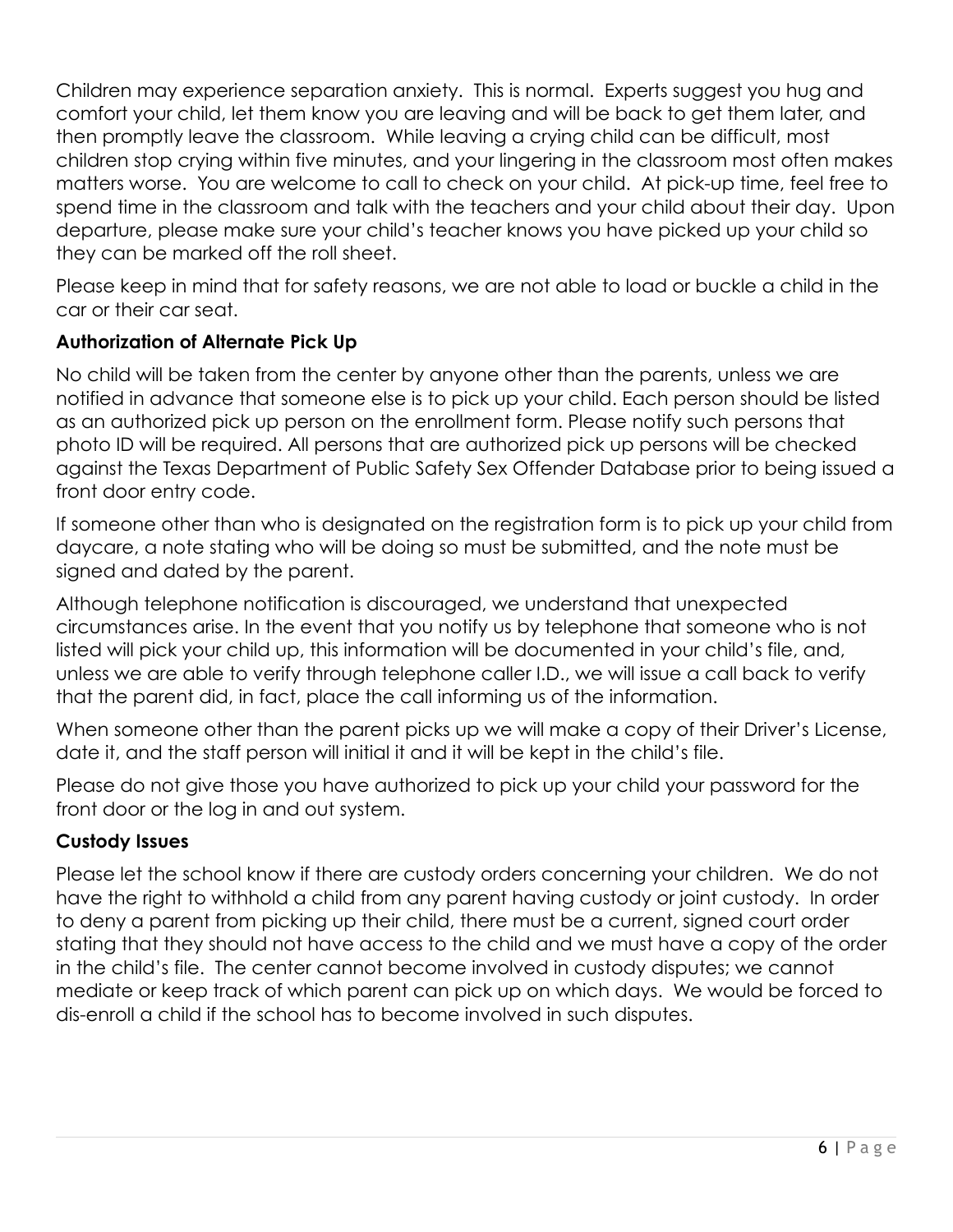Children may experience separation anxiety. This is normal. Experts suggest you hug and comfort your child, let them know you are leaving and will be back to get them later, and then promptly leave the classroom. While leaving a crying child can be difficult, most children stop crying within five minutes, and your lingering in the classroom most often makes matters worse. You are welcome to call to check on your child. At pick-up time, feel free to spend time in the classroom and talk with the teachers and your child about their day. Upon departure, please make sure your child's teacher knows you have picked up your child so they can be marked off the roll sheet.

Please keep in mind that for safety reasons, we are not able to load or buckle a child in the car or their car seat.

**Authorization of Alternate Pick Up**

No child will be taken from the center by anyone other than the parents, unless we are notified in advance that someone else is to pick up your child. Each person should be listed as an authorized pick up person on the enrollment form. Please notify such persons that photo ID will be required. All persons that are authorized pick up persons will be checked against the Texas Department of Public Safety Sex Offender Database prior to being issued a front door entry code.

If someone other than who is designated on the registration form is to pick up your child from daycare, a note stating who will be doing so must be submitted, and the note must be signed and dated by the parent.

Although telephone notification is discouraged, we understand that unexpected circumstances arise. In the event that you notify us by telephone that someone who is not listed will pick your child up, this information will be documented in your child's file, and, unless we are able to verify through telephone caller I.D., we will issue a call back to verify that the parent did, in fact, place the call informing us of the information.

When someone other than the parent picks up we will make a copy of their Driver's License, date it, and the staff person will initial it and it will be kept in the child's file.

Please do not give those you have authorized to pick up your child your password for the front door or the log in and out system.

**Custody Issues**

Please let the school know if there are custody orders concerning your children. We do not have the right to withhold a child from any parent having custody or joint custody. In order to deny a parent from picking up their child, there must be a current, signed court order stating that they should not have access to the child and we must have a copy of the order in the child's file. The center cannot become involved in custody disputes; we cannot mediate or keep track of which parent can pick up on which days. We would be forced to dis-enroll a child if the school has to become involved in such disputes.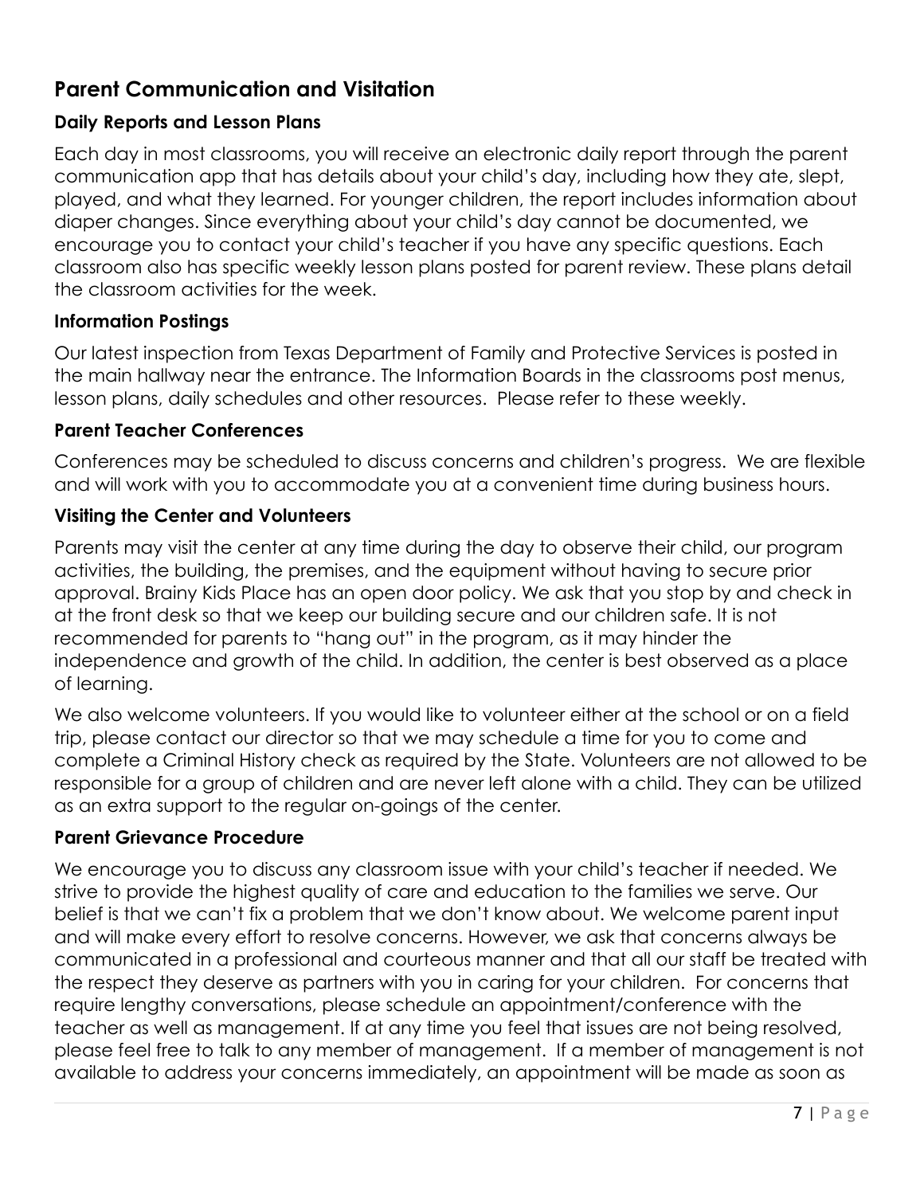## Parent Communication and Visitation

### Daily Reports and Lesson Plans

Each day in most classrooms, you will receive an electronic daily report through the parent communication app that has details about your child's day, including how they ate, slept, played, and what they learned. For younger children, the report includes information about diaper changes. Since everything about your child's day cannot be documented, we encourage you to contact your child's teacher if you have any specific questions. Each classroom also has specific weekly lesson plans posted for parent review. These plans detail the classroom activities for the week.

### Information Postings

Our latest inspection from Texas Department of Family and Protective Services is posted in the main hallway near the entrance. The Information Boards in the classrooms post menus, lesson plans, daily schedules and other resources. Please refer to these weekly.

### Parent Teacher Conferences

Conferences may be scheduled to discuss concerns and children's progress. We are flexible and will work with you to accommodate you at a convenient time during business hours.

### Visiting the Center and Volunteers

Parents may visit the center at any time during the day to observe their child, our program activities, the building, the premises, and the equipment without having to secure prior approval. Brainy Kids Place has an open door policy. We ask that you stop by and check in at the front desk so that we keep our building secure and our children safe. It is not recommended for parents to "hang out" in the program, as it may hinder the independence and growth of the child. In addition, the center is best observed as a place of learning.

We also welcome volunteers. If you would like to volunteer either at the school or on a field trip, please contact our director so that we may schedule a time for you to come and complete a Criminal History check as required by the State. Volunteers are not allowed to be responsible for a group of children and are never left alone with a child. They can be utilized as an extra support to the regular on-goings of the center.

### Parent Grievance Procedure

We encourage you to discuss any classroom issue with your child's teacher if needed. We strive to provide the highest quality of care and education to the families we serve. Our belief is that we can't fix a problem that we don't know about. We welcome parent input and will make every effort to resolve concerns. However, we ask that concerns always be communicated in a professional and courteous manner and that all our staff be treated with the respect they deserve as partners with you in caring for your children. For concerns that require lengthy conversations, please schedule an appointment/conference with the teacher as well as management. If at any time you feel that issues are not being resolved, please feel free to talk to any member of management. If a member of management is not available to address your concerns immediately, an appointment will be made as soon as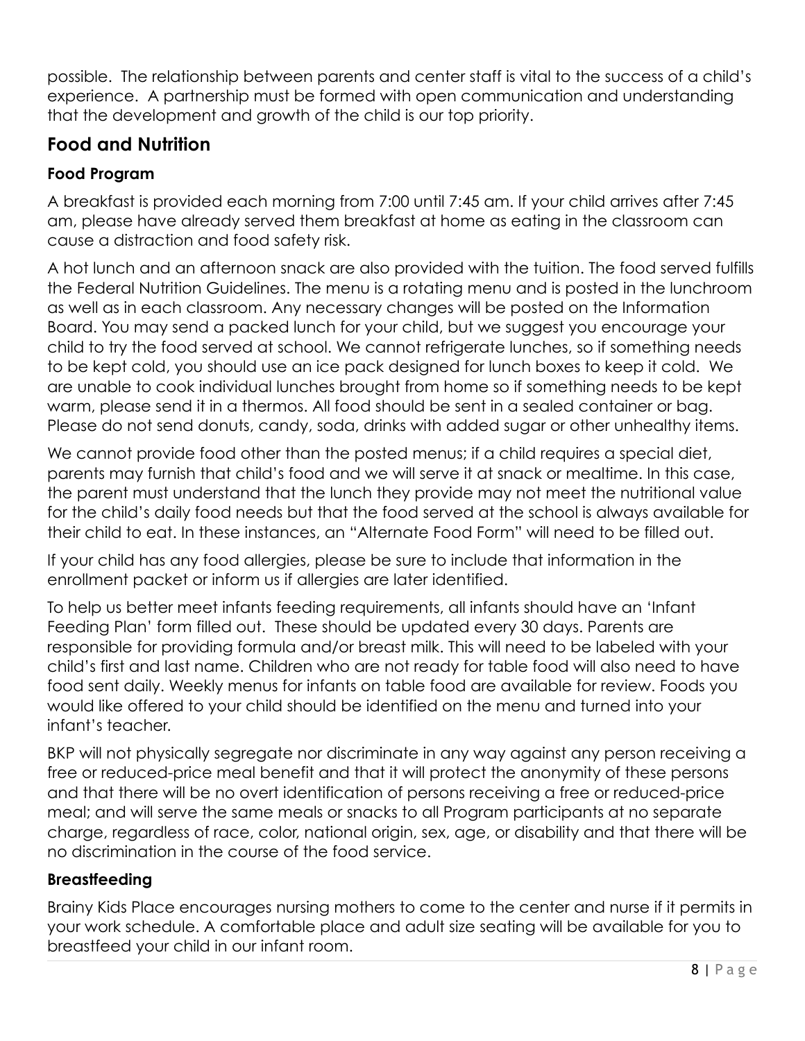possible. The relationship between parents and center staff is vital to the success of a child's experience. A partnership must be formed with open communication and understanding that the development and growth of the child is our top priority.

## Food and Nutrition

### Food Program

A breakfast is provided each morning from 7:00 until 7:45 am. If your child arrives after 7:45 am, please have already served them breakfast at home as eating in the classroom can cause a distraction and food safety risk.

A hot lunch and an afternoon snack are also provided with the tuition. The food served fulfills the Federal Nutrition Guidelines. The menu is a rotating menu and is posted in the lunchroom as well as in each classroom. Any necessary changes will be posted on the Information Board. You may send a packed lunch for your child, but we suggest you encourage your child to try the food served at school. We cannot refrigerate lunches, so if something needs to be kept cold, you should use an ice pack designed for lunch boxes to keep it cold. We are unable to cook individual lunches brought from home so if something needs to be kept warm, please send it in a thermos. All food should be sent in a sealed container or bag. Please do not send donuts, candy, soda, drinks with added sugar or other unhealthy items.

We cannot provide food other than the posted menus; if a child requires a special diet, parents may furnish that child's food and we will serve it at snack or mealtime. In this case, the parent must understand that the lunch they provide may not meet the nutritional value for the child's daily food needs but that the food served at the school is always available for their child to eat. In these instances, an "Alternate Food Form" will need to be filled out.

If your child has any food allergies, please be sure to include that information in the enrollment packet or inform us if allergies are later identified.

To help us better meet infants feeding requirements, all infants should have an 'Infant Feeding Plan' form filled out. These should be updated every 30 days. Parents are responsible for providing formula and/or breast milk. This will need to be labeled with your child's first and last name. Children who are not ready for table food will also need to have food sent daily. Weekly menus for infants on table food are available for review. Foods you would like offered to your child should be identified on the menu and turned into your infant's teacher.

BKP will not physically segregate nor discriminate in any way against any person receiving a free or reduced-price meal benefit and that it will protect the anonymity of these persons and that there will be no overt identification of persons receiving a free or reduced-price meal; and will serve the same meals or snacks to all Program participants at no separate charge, regardless of race, color, national origin, sex, age, or disability and that there will be no discrimination in the course of the food service.

### Breastfeeding

Brainy Kids Place encourages nursing mothers to come to the center and nurse if it permits in your work schedule. A comfortable place and adult size seating will be available for you to breastfeed your child in our infant room.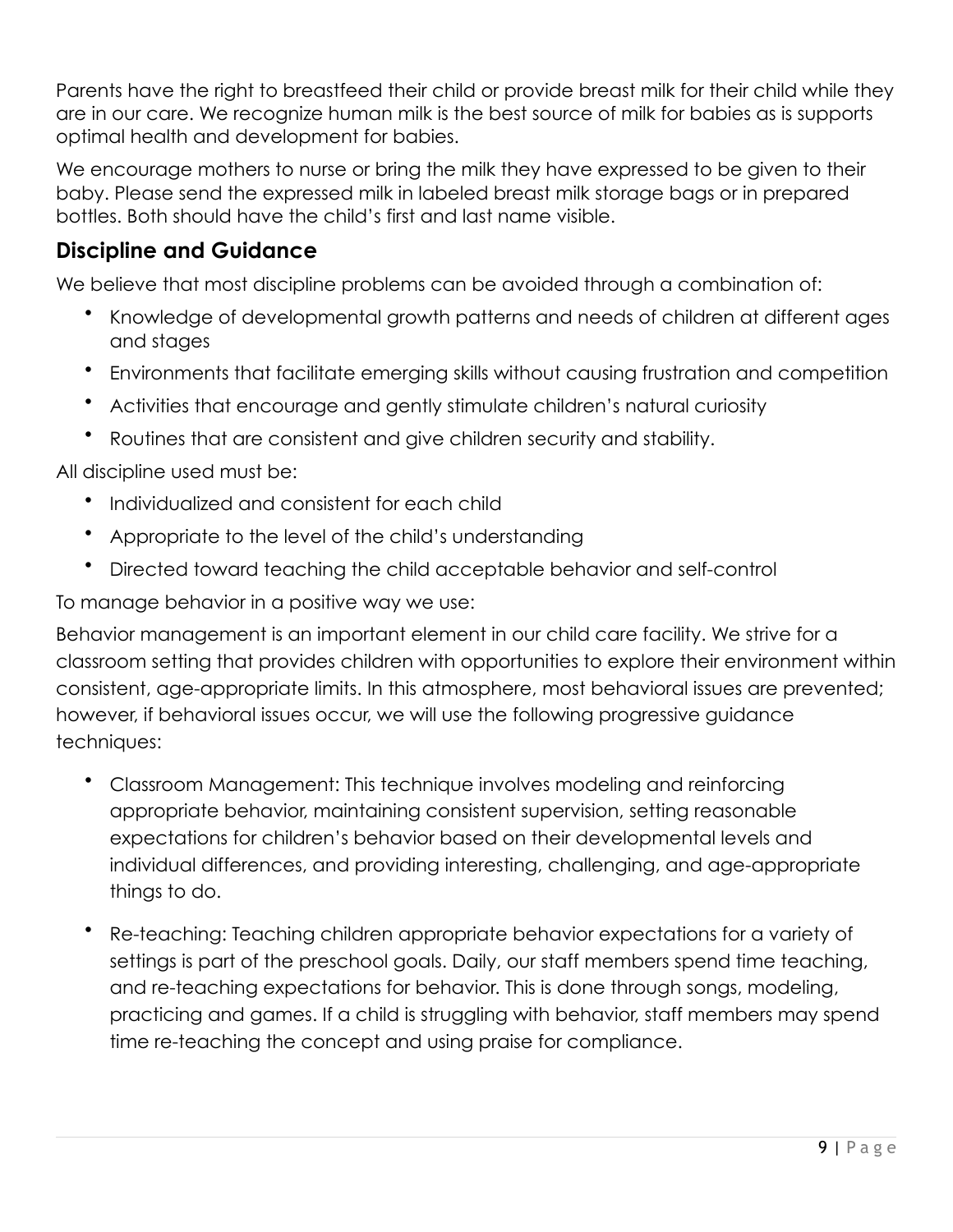Parents have the right to breastfeed their child or provide breast milk for their child while they are in our care. We recognize human milk is the best source of milk for babies as is supports optimal health and development for babies.

We encourage mothers to nurse or bring the milk they have expressed to be given to their baby. Please send the expressed milk in labeled breast milk storage bags or in prepared bottles. Both should have the child's first and last name visible.

## Discipline and Guidance

We believe that most discipline problems can be avoided through a combination of:

- Knowledge of developmental growth patterns and needs of children at different ages and stages
- Environments that facilitate emerging skills without causing frustration and competition
- Activities that encourage and gently stimulate children's natural curiosity
- Routines that are consistent and give children security and stability.

All discipline used must be:

- Individualized and consistent for each child
- Appropriate to the level of the child's understanding
- Directed toward teaching the child acceptable behavior and self-control

To manage behavior in a positive way we use:

Behavior management is an important element in our child care facility. We strive for a classroom setting that provides children with opportunities to explore their environment within consistent, age-appropriate limits. In this atmosphere, most behavioral issues are prevented; however, if behavioral issues occur, we will use the following progressive guidance techniques:

- Classroom Management: This technique involves modeling and reinforcing appropriate behavior, maintaining consistent supervision, setting reasonable expectations for children's behavior based on their developmental levels and individual differences, and providing interesting, challenging, and age-appropriate things to do.

- Re-teaching: Teaching children appropriate behavior expectations for a variety of settings is part of the preschool goals. Daily, our staff members spend time teaching, and re-teaching expectations for behavior. This is done through songs, modeling, practicing and games. If a child is struggling with behavior, staff members may spend time re-teaching the concept and using praise for compliance.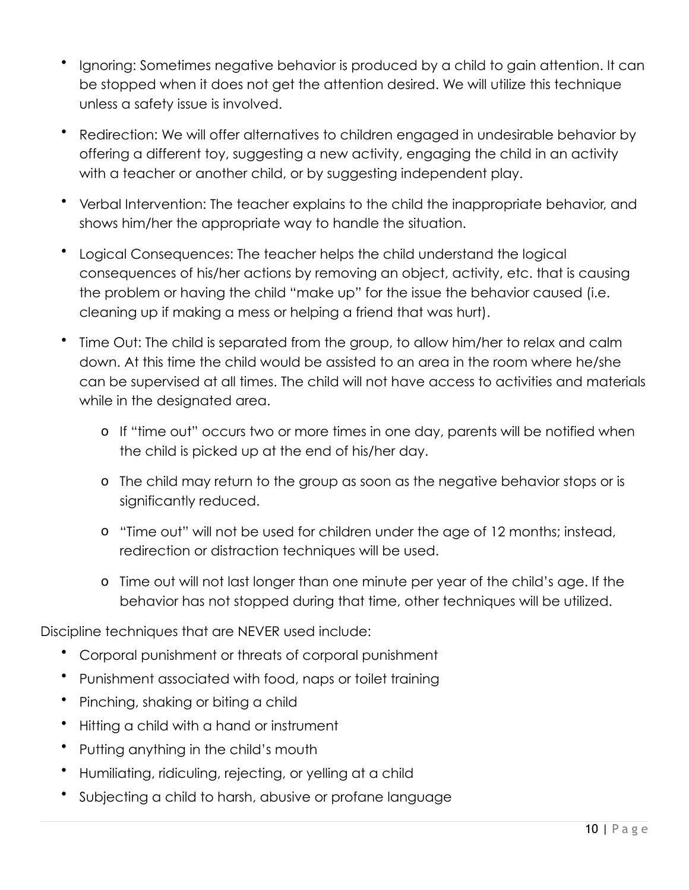- Ignoring: Sometimes negative behavior is produced by a child to gain attention. It can be stopped when it does not get the attention desired. We will utilize this technique unless a safety issue is involved.
- Redirection: We will offer alternatives to children engaged in undesirable behavior by offering a different toy, suggesting a new activity, engaging the child in an activity with a teacher or another child, or by suggesting independent play.
- Verbal Intervention: The teacher explains to the child the inappropriate behavior, and shows him/her the appropriate way to handle the situation.
- Logical Consequences: The teacher helps the child understand the logical consequences of his/her actions by removing an object, activity, etc. that is causing the problem or having the child "make up" for the issue the behavior caused (i.e. cleaning up if making a mess or helping a friend that was hurt).
- Time Out: The child is separated from the group, to allow him/her to relax and calm down. At this time the child would be assisted to an area in the room where he/she can be supervised at all times. The child will not have access to activities and materials while in the designated area.
  - If "time out" occurs two or more times in one day, parents will be notified when the child is picked up at the end of his/her day.
  - The child may return to the group as soon as the negative behavior stops or is significantly reduced.
  - "Time out" will not be used for children under the age of 12 months; instead, redirection or distraction techniques will be used.
  - Time out will not last longer than one minute per year of the child's age. If the behavior has not stopped during that time, other techniques will be utilized.

Discipline techniques that are NEVER used include:

- Corporal punishment or threats of corporal punishment
- Punishment associated with food, naps or toilet training
- Pinching, shaking or biting a child
- Hitting a child with a hand or instrument
- Putting anything in the child's mouth
- Humiliating, ridiculing, rejecting, or yelling at a child
- Subjecting a child to harsh, abusive or profane language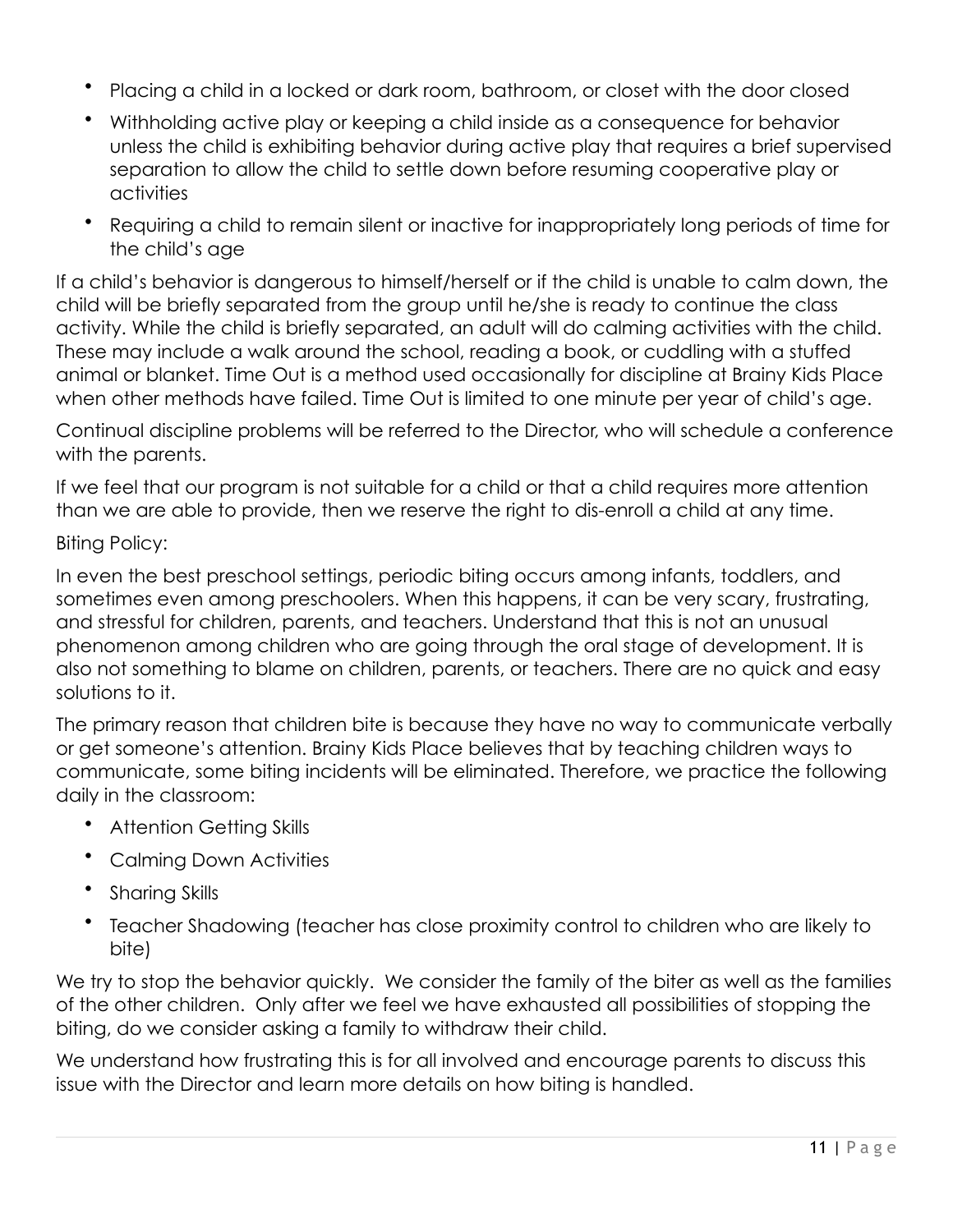- Placing a child in a locked or dark room, bathroom, or closet with the door closed
- Withholding active play or keeping a child inside as a consequence for behavior unless the child is exhibiting behavior during active play that requires a brief supervised separation to allow the child to settle down before resuming cooperative play or activities
- Requiring a child to remain silent or inactive for inappropriately long periods of time for the child's age

If a child's behavior is dangerous to himself/herself or if the child is unable to calm down, the child will be briefly separated from the group until he/she is ready to continue the class activity. While the child is briefly separated, an adult will do calming activities with the child. These may include a walk around the school, reading a book, or cuddling with a stuffed animal or blanket. Time Out is a method used occasionally for discipline at Brainy Kids Place when other methods have failed. Time Out is limited to one minute per year of child's age.

Continual discipline problems will be referred to the Director, who will schedule a conference with the parents.

If we feel that our program is not suitable for a child or that a child requires more attention than we are able to provide, then we reserve the right to dis-enroll a child at any time.

Biting Policy:

In even the best preschool settings, periodic biting occurs among infants, toddlers, and sometimes even among preschoolers. When this happens, it can be very scary, frustrating, and stressful for children, parents, and teachers. Understand that this is not an unusual phenomenon among children who are going through the oral stage of development. It is also not something to blame on children, parents, or teachers. There are no quick and easy solutions to it.

The primary reason that children bite is because they have no way to communicate verbally or get someone's attention. Brainy Kids Place believes that by teaching children ways to communicate, some biting incidents will be eliminated. Therefore, we practice the following daily in the classroom:

- Attention Getting Skills
- Calming Down Activities
- Sharing Skills
- Teacher Shadowing (teacher has close proximity control to children who are likely to bite)

We try to stop the behavior quickly. We consider the family of the biter as well as the families of the other children. Only after we feel we have exhausted all possibilities of stopping the biting, do we consider asking a family to withdraw their child.

We understand how frustrating this is for all involved and encourage parents to discuss this issue with the Director and learn more details on how biting is handled.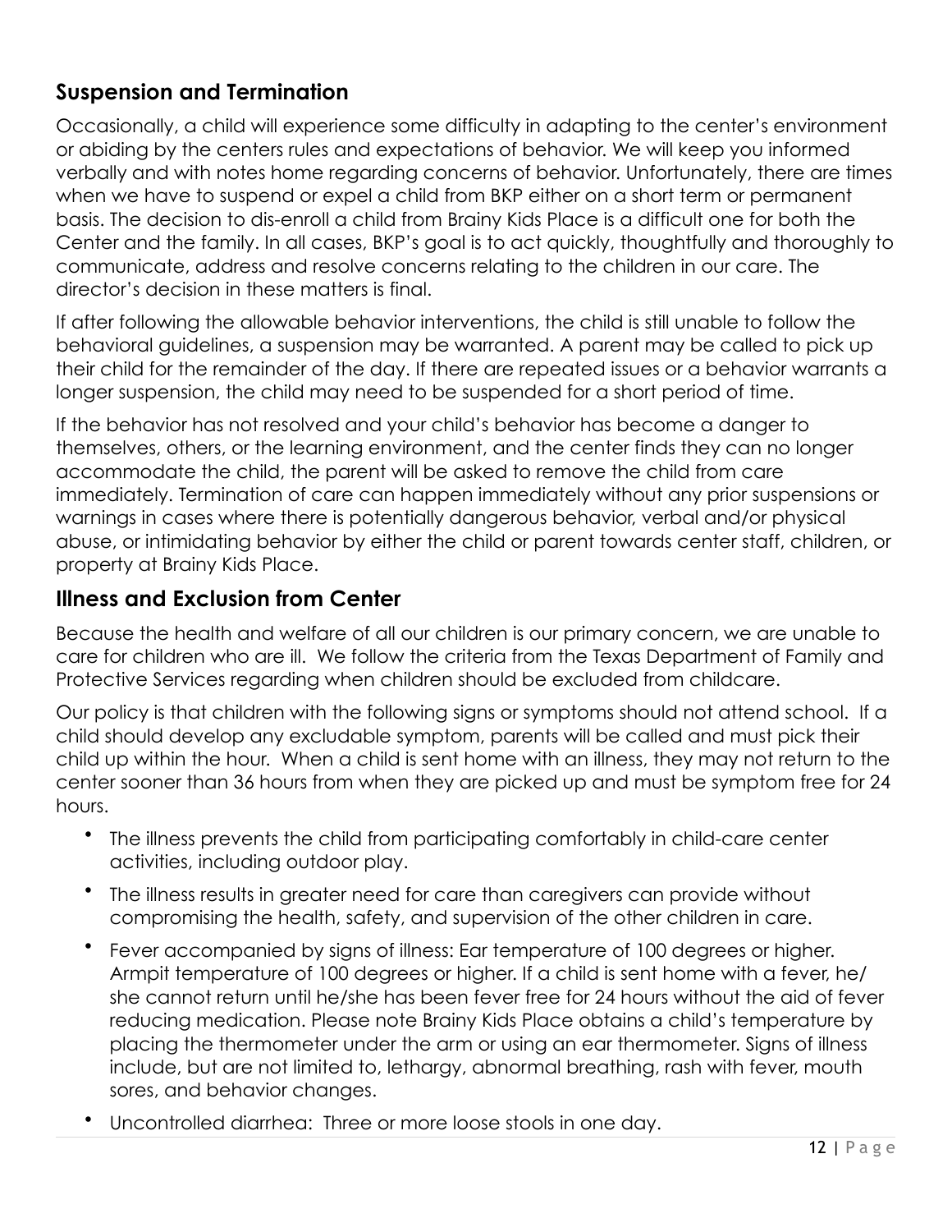## Suspension and Termination

Occasionally, a child will experience some difficulty in adapting to the center's environment or abiding by the centers rules and expectations of behavior. We will keep you informed verbally and with notes home regarding concerns of behavior. Unfortunately, there are times when we have to suspend or expel a child from BKP either on a short term or permanent basis. The decision to dis-enroll a child from Brainy Kids Place is a difficult one for both the Center and the family. In all cases, BKP's goal is to act quickly, thoughtfully and thoroughly to communicate, address and resolve concerns relating to the children in our care. The director's decision in these matters is final.

If after following the allowable behavior interventions, the child is still unable to follow the behavioral guidelines, a suspension may be warranted. A parent may be called to pick up their child for the remainder of the day. If there are repeated issues or a behavior warrants a longer suspension, the child may need to be suspended for a short period of time.

If the behavior has not resolved and your child's behavior has become a danger to themselves, others, or the learning environment, and the center finds they can no longer accommodate the child, the parent will be asked to remove the child from care immediately. Termination of care can happen immediately without any prior suspensions or warnings in cases where there is potentially dangerous behavior, verbal and/or physical abuse, or intimidating behavior by either the child or parent towards center staff, children, or property at Brainy Kids Place.

## Illness and Exclusion from Center

Because the health and welfare of all our children is our primary concern, we are unable to care for children who are ill. We follow the criteria from the Texas Department of Family and Protective Services regarding when children should be excluded from childcare.

Our policy is that children with the following signs or symptoms should not attend school. If a child should develop any excludable symptom, parents will be called and must pick their child up within the hour. When a child is sent home with an illness, they may not return to the center sooner than 36 hours from when they are picked up and must be symptom free for 24 hours.

- The illness prevents the child from participating comfortably in child-care center activities, including outdoor play.
- The illness results in greater need for care than caregivers can provide without compromising the health, safety, and supervision of the other children in care.
- Fever accompanied by signs of illness: Ear temperature of 100 degrees or higher. Armpit temperature of 100 degrees or higher. If a child is sent home with a fever, he/she cannot return until he/she has been fever free for 24 hours without the aid of fever reducing medication. Please note Brainy Kids Place obtains a child's temperature by placing the thermometer under the arm or using an ear thermometer. Signs of illness include, but are not limited to, lethargy, abnormal breathing, rash with fever, mouth sores, and behavior changes.
- Uncontrolled diarrhea: Three or more loose stools in one day.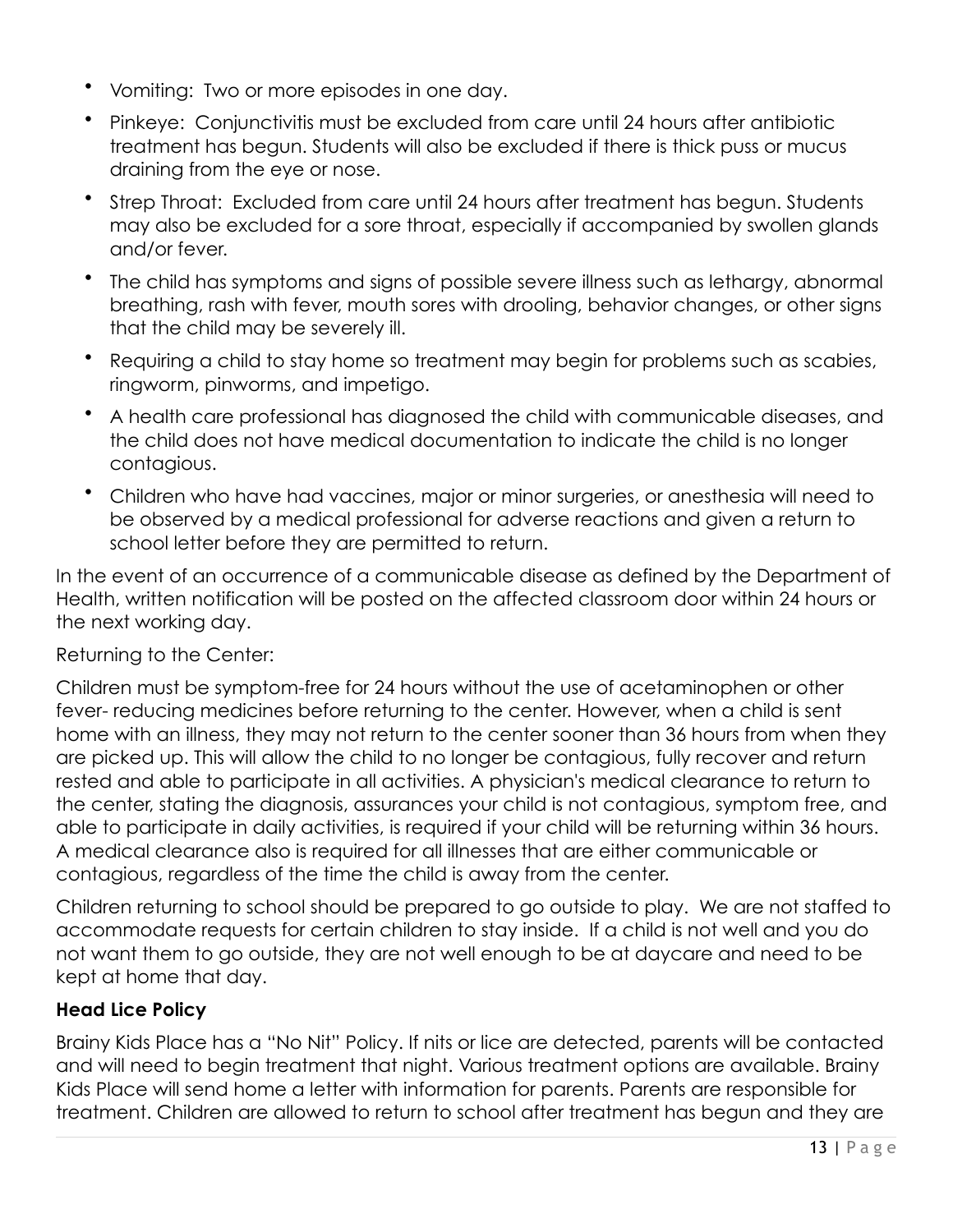- Vomiting: Two or more episodes in one day.
- Pinkeye: Conjunctivitis must be excluded from care until 24 hours after antibiotic treatment has begun. Students will also be excluded if there is thick puss or mucus draining from the eye or nose.
- Strep Throat: Excluded from care until 24 hours after treatment has begun. Students may also be excluded for a sore throat, especially if accompanied by swollen glands and/or fever.
- The child has symptoms and signs of possible severe illness such as lethargy, abnormal breathing, rash with fever, mouth sores with drooling, behavior changes, or other signs that the child may be severely ill.
- Requiring a child to stay home so treatment may begin for problems such as scabies, ringworm, pinworms, and impetigo.
- A health care professional has diagnosed the child with communicable diseases, and the child does not have medical documentation to indicate the child is no longer contagious.
- Children who have had vaccines, major or minor surgeries, or anesthesia will need to be observed by a medical professional for adverse reactions and given a return to school letter before they are permitted to return.

In the event of an occurrence of a communicable disease as defined by the Department of Health, written notification will be posted on the affected classroom door within 24 hours or the next working day.

Returning to the Center:

Children must be symptom-free for 24 hours without the use of acetaminophen or other fever- reducing medicines before returning to the center. However, when a child is sent home with an illness, they may not return to the center sooner than 36 hours from when they are picked up. This will allow the child to no longer be contagious, fully recover and return rested and able to participate in all activities. A physician's medical clearance to return to the center, stating the diagnosis, assurances your child is not contagious, symptom free, and able to participate in daily activities, is required if your child will be returning within 36 hours. A medical clearance also is required for all illnesses that are either communicable or contagious, regardless of the time the child is away from the center.

Children returning to school should be prepared to go outside to play. We are not staffed to accommodate requests for certain children to stay inside. If a child is not well and you do not want them to go outside, they are not well enough to be at daycare and need to be kept at home that day.

**Head Lice Policy**

Brainy Kids Place has a "No Nit" Policy. If nits or lice are detected, parents will be contacted and will need to begin treatment that night. Various treatment options are available. Brainy Kids Place will send home a letter with information for parents. Parents are responsible for treatment. Children are allowed to return to school after treatment has begun and they are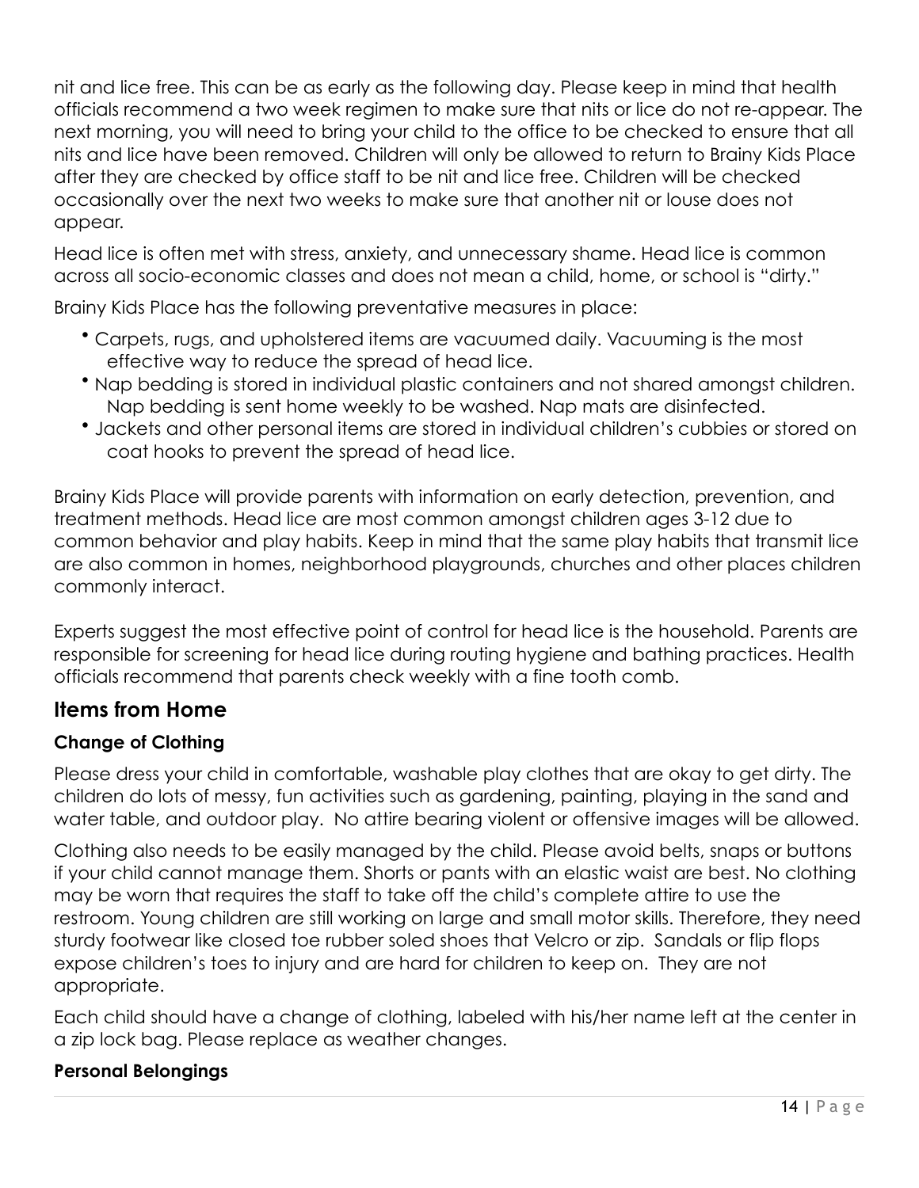nit and lice free. This can be as early as the following day. Please keep in mind that health officials recommend a two week regimen to make sure that nits or lice do not re-appear. The next morning, you will need to bring your child to the office to be checked to ensure that all nits and lice have been removed. Children will only be allowed to return to Brainy Kids Place after they are checked by office staff to be nit and lice free. Children will be checked occasionally over the next two weeks to make sure that another nit or louse does not appear.

Head lice is often met with stress, anxiety, and unnecessary shame. Head lice is common across all socio-economic classes and does not mean a child, home, or school is "dirty."

Brainy Kids Place has the following preventative measures in place:

- Carpets, rugs, and upholstered items are vacuumed daily. Vacuuming is the most effective way to reduce the spread of head lice.
- Nap bedding is stored in individual plastic containers and not shared amongst children. Nap bedding is sent home weekly to be washed. Nap mats are disinfected.
- Jackets and other personal items are stored in individual children's cubbies or stored on coat hooks to prevent the spread of head lice.

Brainy Kids Place will provide parents with information on early detection, prevention, and treatment methods. Head lice are most common amongst children ages 3-12 due to common behavior and play habits. Keep in mind that the same play habits that transmit lice are also common in homes, neighborhood playgrounds, churches and other places children commonly interact.

Experts suggest the most effective point of control for head lice is the household. Parents are responsible for screening for head lice during routing hygiene and bathing practices. Health officials recommend that parents check weekly with a fine tooth comb.

## Items from Home

### Change of Clothing

Please dress your child in comfortable, washable play clothes that are okay to get dirty. The children do lots of messy, fun activities such as gardening, painting, playing in the sand and water table, and outdoor play. No attire bearing violent or offensive images will be allowed.

Clothing also needs to be easily managed by the child. Please avoid belts, snaps or buttons if your child cannot manage them. Shorts or pants with an elastic waist are best. No clothing may be worn that requires the staff to take off the child's complete attire to use the restroom. Young children are still working on large and small motor skills. Therefore, they need sturdy footwear like closed toe rubber soled shoes that Velcro or zip. Sandals or flip flops expose children's toes to injury and are hard for children to keep on. They are not appropriate.

Each child should have a change of clothing, labeled with his/her name left at the center in a zip lock bag. Please replace as weather changes.

### Personal Belongings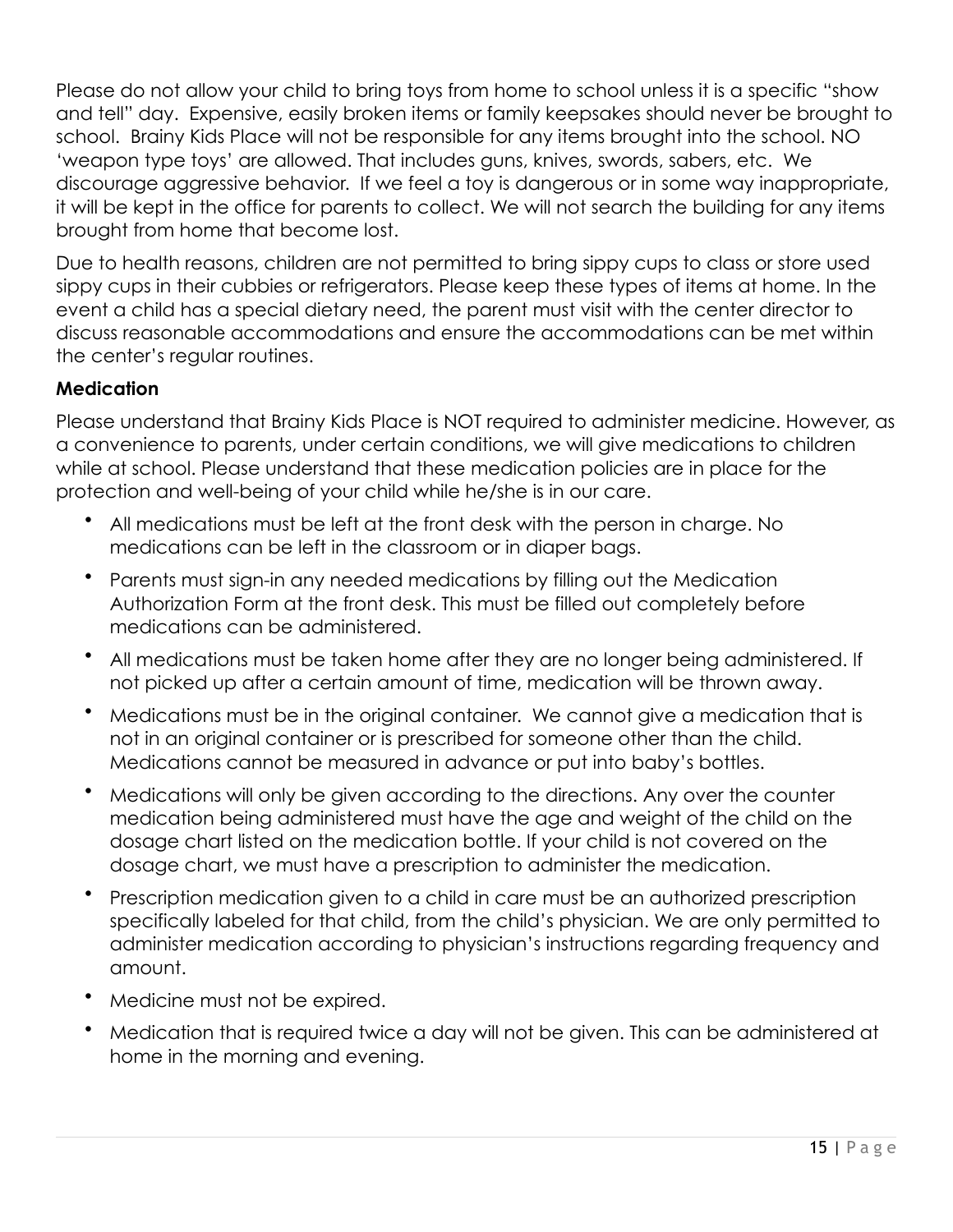Please do not allow your child to bring toys from home to school unless it is a specific "show and tell" day. Expensive, easily broken items or family keepsakes should never be brought to school. Brainy Kids Place will not be responsible for any items brought into the school. NO 'weapon type toys' are allowed. That includes guns, knives, swords, sabers, etc. We discourage aggressive behavior. If we feel a toy is dangerous or in some way inappropriate, it will be kept in the office for parents to collect. We will not search the building for any items brought from home that become lost.

Due to health reasons, children are not permitted to bring sippy cups to class or store used sippy cups in their cubbies or refrigerators. Please keep these types of items at home. In the event a child has a special dietary need, the parent must visit with the center director to discuss reasonable accommodations and ensure the accommodations can be met within the center's regular routines.

**Medication**

Please understand that Brainy Kids Place is NOT required to administer medicine. However, as a convenience to parents, under certain conditions, we will give medications to children while at school. Please understand that these medication policies are in place for the protection and well-being of your child while he/she is in our care.

- All medications must be left at the front desk with the person in charge. No medications can be left in the classroom or in diaper bags.
- Parents must sign-in any needed medications by filling out the Medication Authorization Form at the front desk. This must be filled out completely before medications can be administered.
- All medications must be taken home after they are no longer being administered. If not picked up after a certain amount of time, medication will be thrown away.
- Medications must be in the original container. We cannot give a medication that is not in an original container or is prescribed for someone other than the child. Medications cannot be measured in advance or put into baby's bottles.
- Medications will only be given according to the directions. Any over the counter medication being administered must have the age and weight of the child on the dosage chart listed on the medication bottle. If your child is not covered on the dosage chart, we must have a prescription to administer the medication.
- Prescription medication given to a child in care must be an authorized prescription specifically labeled for that child, from the child's physician. We are only permitted to administer medication according to physician's instructions regarding frequency and amount.
- Medicine must not be expired.
- Medication that is required twice a day will not be given. This can be administered at home in the morning and evening.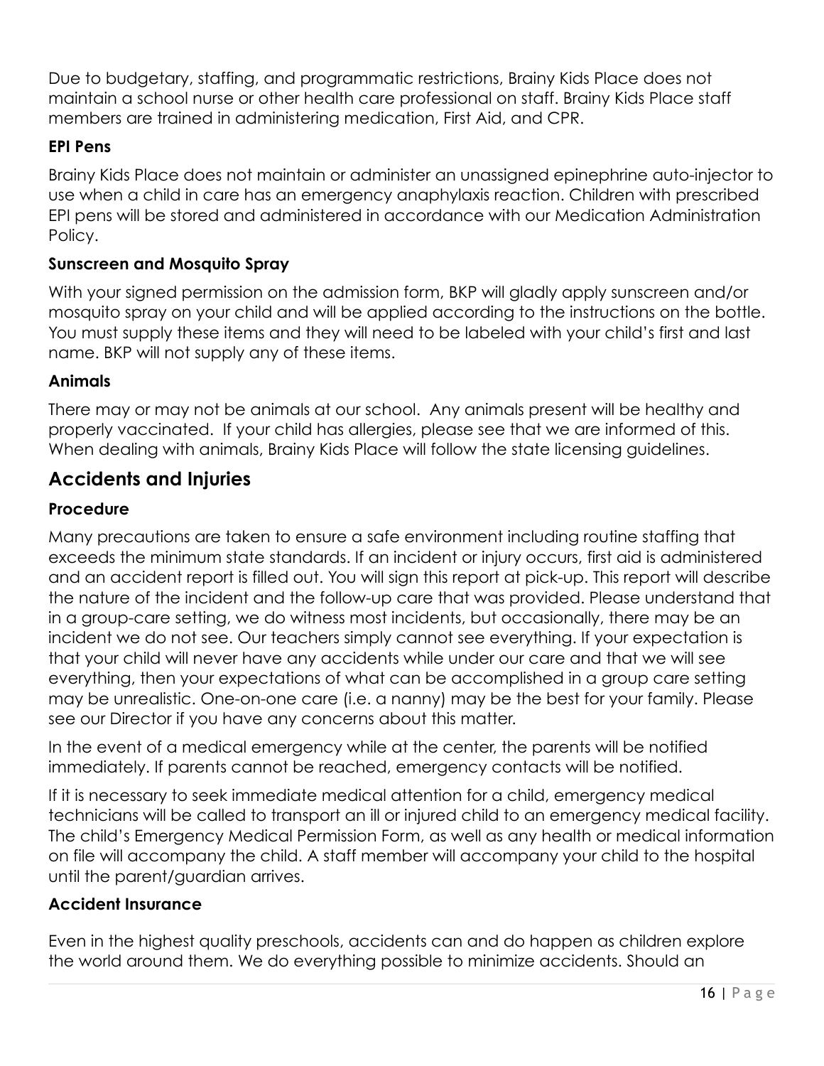Due to budgetary, staffing, and programmatic restrictions, Brainy Kids Place does not maintain a school nurse or other health care professional on staff. Brainy Kids Place staff members are trained in administering medication, First Aid, and CPR.

### EPI Pens

Brainy Kids Place does not maintain or administer an unassigned epinephrine auto-injector to use when a child in care has an emergency anaphylaxis reaction. Children with prescribed EPI pens will be stored and administered in accordance with our Medication Administration Policy.

### Sunscreen and Mosquito Spray

With your signed permission on the admission form, BKP will gladly apply sunscreen and/or mosquito spray on your child and will be applied according to the instructions on the bottle. You must supply these items and they will need to be labeled with your child's first and last name. BKP will not supply any of these items.

### Animals

There may or may not be animals at our school. Any animals present will be healthy and properly vaccinated. If your child has allergies, please see that we are informed of this. When dealing with animals, Brainy Kids Place will follow the state licensing guidelines.

## Accidents and Injuries

### Procedure

Many precautions are taken to ensure a safe environment including routine staffing that exceeds the minimum state standards. If an incident or injury occurs, first aid is administered and an accident report is filled out. You will sign this report at pick-up. This report will describe the nature of the incident and the follow-up care that was provided. Please understand that in a group-care setting, we do witness most incidents, but occasionally, there may be an incident we do not see. Our teachers simply cannot see everything. If your expectation is that your child will never have any accidents while under our care and that we will see everything, then your expectations of what can be accomplished in a group care setting may be unrealistic. One-on-one care (i.e. a nanny) may be the best for your family. Please see our Director if you have any concerns about this matter.

In the event of a medical emergency while at the center, the parents will be notified immediately. If parents cannot be reached, emergency contacts will be notified.

If it is necessary to seek immediate medical attention for a child, emergency medical technicians will be called to transport an ill or injured child to an emergency medical facility. The child's Emergency Medical Permission Form, as well as any health or medical information on file will accompany the child. A staff member will accompany your child to the hospital until the parent/guardian arrives.

### Accident Insurance

Even in the highest quality preschools, accidents can and do happen as children explore the world around them. We do everything possible to minimize accidents. Should an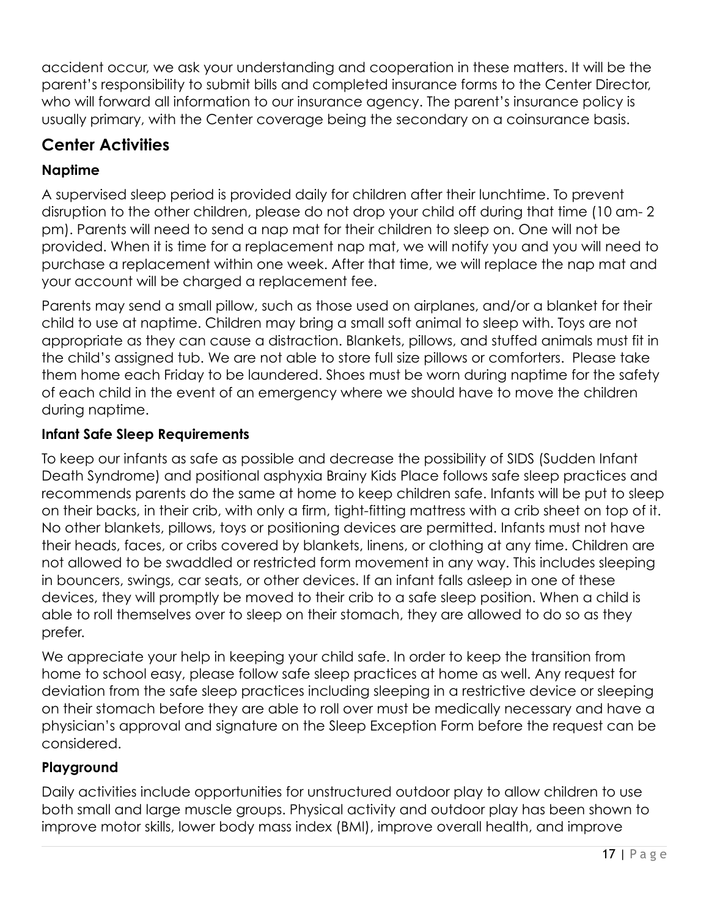accident occur, we ask your understanding and cooperation in these matters. It will be the parent's responsibility to submit bills and completed insurance forms to the Center Director, who will forward all information to our insurance agency. The parent's insurance policy is usually primary, with the Center coverage being the secondary on a coinsurance basis.

## Center Activities

### Naptime

A supervised sleep period is provided daily for children after their lunchtime. To prevent disruption to the other children, please do not drop your child off during that time (10 am- 2 pm). Parents will need to send a nap mat for their children to sleep on. One will not be provided. When it is time for a replacement nap mat, we will notify you and you will need to purchase a replacement within one week. After that time, we will replace the nap mat and your account will be charged a replacement fee.

Parents may send a small pillow, such as those used on airplanes, and/or a blanket for their child to use at naptime. Children may bring a small soft animal to sleep with. Toys are not appropriate as they can cause a distraction. Blankets, pillows, and stuffed animals must fit in the child's assigned tub. We are not able to store full size pillows or comforters. Please take them home each Friday to be laundered. Shoes must be worn during naptime for the safety of each child in the event of an emergency where we should have to move the children during naptime.

### Infant Safe Sleep Requirements

To keep our infants as safe as possible and decrease the possibility of SIDS (Sudden Infant Death Syndrome) and positional asphyxia Brainy Kids Place follows safe sleep practices and recommends parents do the same at home to keep children safe. Infants will be put to sleep on their backs, in their crib, with only a firm, tight-fitting mattress with a crib sheet on top of it. No other blankets, pillows, toys or positioning devices are permitted. Infants must not have their heads, faces, or cribs covered by blankets, linens, or clothing at any time. Children are not allowed to be swaddled or restricted form movement in any way. This includes sleeping in bouncers, swings, car seats, or other devices. If an infant falls asleep in one of these devices, they will promptly be moved to their crib to a safe sleep position. When a child is able to roll themselves over to sleep on their stomach, they are allowed to do so as they prefer.

We appreciate your help in keeping your child safe. In order to keep the transition from home to school easy, please follow safe sleep practices at home as well. Any request for deviation from the safe sleep practices including sleeping in a restrictive device or sleeping on their stomach before they are able to roll over must be medically necessary and have a physician's approval and signature on the Sleep Exception Form before the request can be considered.

### Playground

Daily activities include opportunities for unstructured outdoor play to allow children to use both small and large muscle groups. Physical activity and outdoor play has been shown to improve motor skills, lower body mass index (BMI), improve overall health, and improve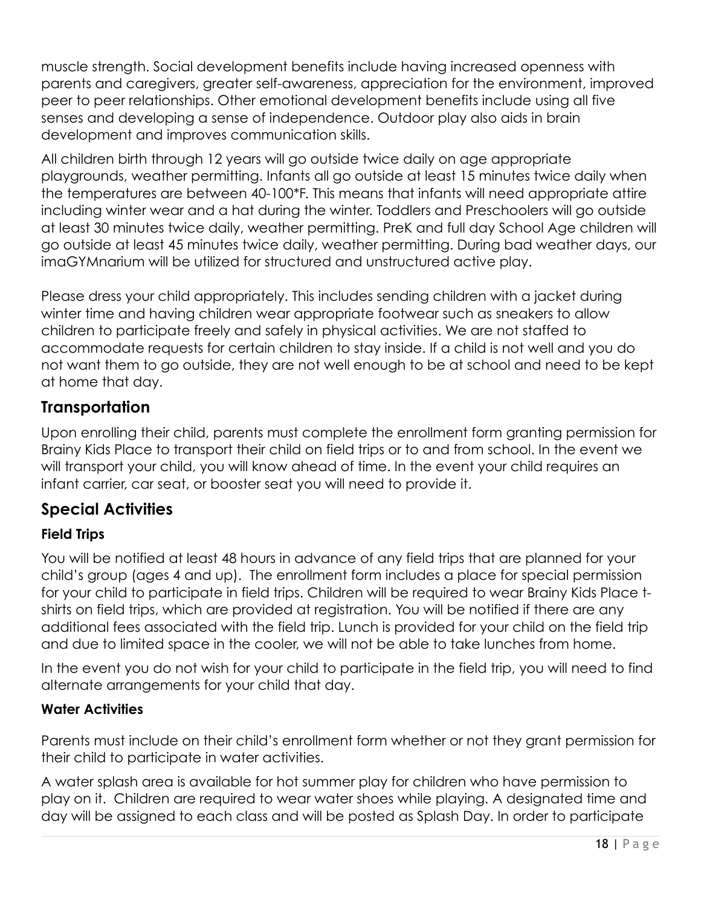muscle strength. Social development benefits include having increased openness with parents and caregivers, greater self-awareness, appreciation for the environment, improved peer to peer relationships. Other emotional development benefits include using all five senses and developing a sense of independence. Outdoor play also aids in brain development and improves communication skills.

All children birth through 12 years will go outside twice daily on age appropriate playgrounds, weather permitting. Infants all go outside at least 15 minutes twice daily when the temperatures are between 40-100*F. This means that infants will need appropriate attire including winter wear and a hat during the winter. Toddlers and Preschoolers will go outside at least 30 minutes twice daily, weather permitting. PreK and full day School Age children will go outside at least 45 minutes twice daily, weather permitting. During bad weather days, our imaGYMnarium will be utilized for structured and unstructured active play.

Please dress your child appropriately. This includes sending children with a jacket during winter time and having children wear appropriate footwear such as sneakers to allow children to participate freely and safely in physical activities. We are not staffed to accommodate requests for certain children to stay inside. If a child is not well and you do not want them to go outside, they are not well enough to be at school and need to be kept at home that day.

## Transportation

Upon enrolling their child, parents must complete the enrollment form granting permission for Brainy Kids Place to transport their child on field trips or to and from school. In the event we will transport your child, you will know ahead of time. In the event your child requires an infant carrier, car seat, or booster seat you will need to provide it.

## Special Activities

### Field Trips

You will be notified at least 48 hours in advance of any field trips that are planned for your child's group (ages 4 and up). The enrollment form includes a place for special permission for your child to participate in field trips. Children will be required to wear Brainy Kids Place t-shirts on field trips, which are provided at registration. You will be notified if there are any additional fees associated with the field trip. Lunch is provided for your child on the field trip and due to limited space in the cooler, we will not be able to take lunches from home.

In the event you do not wish for your child to participate in the field trip, you will need to find alternate arrangements for your child that day.

### Water Activities

Parents must include on their child's enrollment form whether or not they grant permission for their child to participate in water activities.

A water splash area is available for hot summer play for children who have permission to play on it. Children are required to wear water shoes while playing. A designated time and day will be assigned to each class and will be posted as Splash Day. In order to participate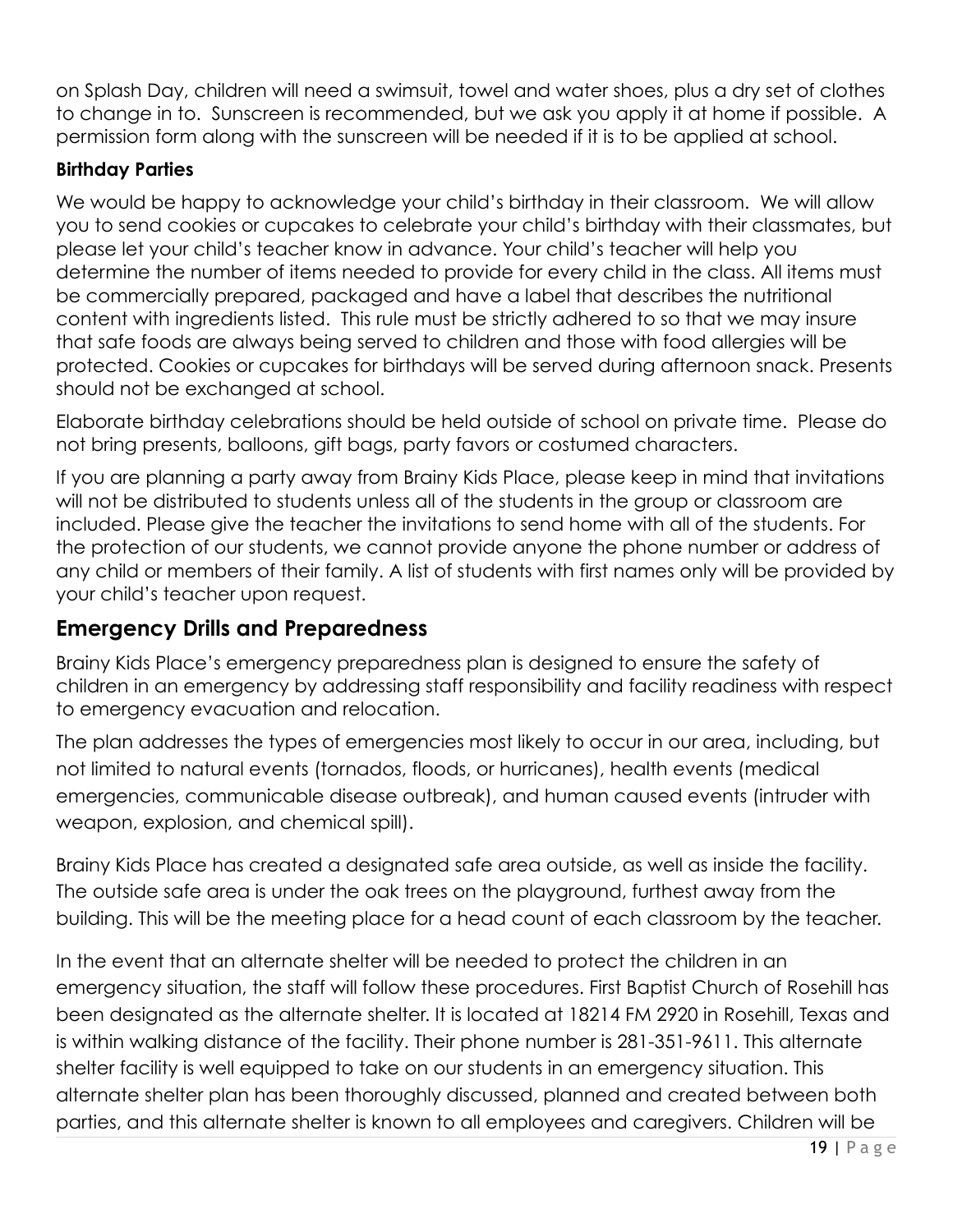on Splash Day, children will need a swimsuit, towel and water shoes, plus a dry set of clothes to change in to. Sunscreen is recommended, but we ask you apply it at home if possible. A permission form along with the sunscreen will be needed if it is to be applied at school.

**Birthday Parties**

We would be happy to acknowledge your child's birthday in their classroom. We will allow you to send cookies or cupcakes to celebrate your child's birthday with their classmates, but please let your child's teacher know in advance. Your child's teacher will help you determine the number of items needed to provide for every child in the class. All items must be commercially prepared, packaged and have a label that describes the nutritional content with ingredients listed. This rule must be strictly adhered to so that we may insure that safe foods are always being served to children and those with food allergies will be protected. Cookies or cupcakes for birthdays will be served during afternoon snack. Presents should not be exchanged at school.

Elaborate birthday celebrations should be held outside of school on private time. Please do not bring presents, balloons, gift bags, party favors or costumed characters.

If you are planning a party away from Brainy Kids Place, please keep in mind that invitations will not be distributed to students unless all of the students in the group or classroom are included. Please give the teacher the invitations to send home with all of the students. For the protection of our students, we cannot provide anyone the phone number or address of any child or members of their family. A list of students with first names only will be provided by your child's teacher upon request.

## Emergency Drills and Preparedness

Brainy Kids Place's emergency preparedness plan is designed to ensure the safety of children in an emergency by addressing staff responsibility and facility readiness with respect to emergency evacuation and relocation.

The plan addresses the types of emergencies most likely to occur in our area, including, but not limited to natural events (tornados, floods, or hurricanes), health events (medical emergencies, communicable disease outbreak), and human caused events (intruder with weapon, explosion, and chemical spill).

Brainy Kids Place has created a designated safe area outside, as well as inside the facility. The outside safe area is under the oak trees on the playground, furthest away from the building. This will be the meeting place for a head count of each classroom by the teacher.

In the event that an alternate shelter will be needed to protect the children in an emergency situation, the staff will follow these procedures. First Baptist Church of Rosehill has been designated as the alternate shelter. It is located at 18214 FM 2920 in Rosehill, Texas and is within walking distance of the facility. Their phone number is 281-351-9611. This alternate shelter facility is well equipped to take on our students in an emergency situation. This alternate shelter plan has been thoroughly discussed, planned and created between both parties, and this alternate shelter is known to all employees and caregivers. Children will be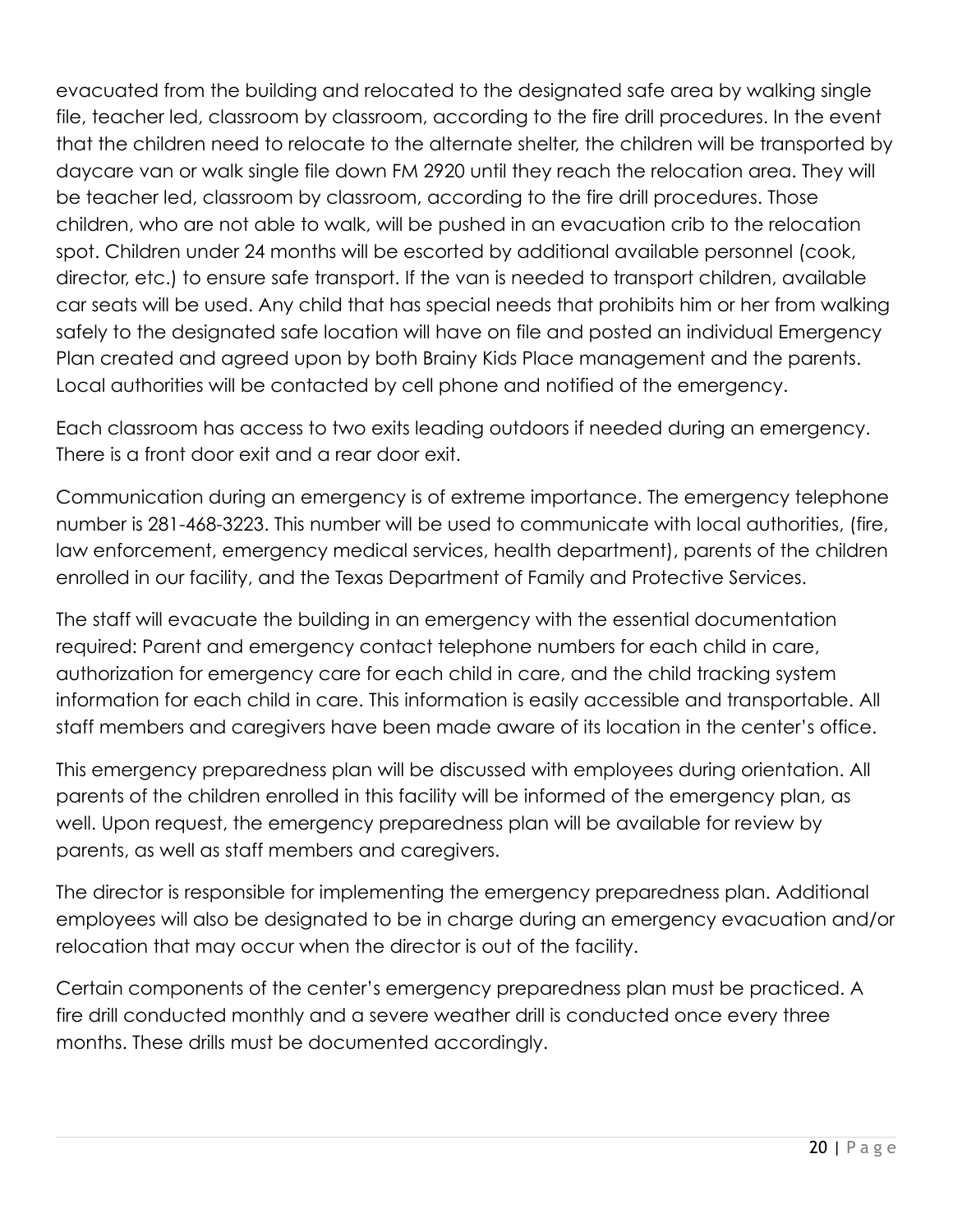evacuated from the building and relocated to the designated safe area by walking single file, teacher led, classroom by classroom, according to the fire drill procedures. In the event that the children need to relocate to the alternate shelter, the children will be transported by daycare van or walk single file down FM 2920 until they reach the relocation area. They will be teacher led, classroom by classroom, according to the fire drill procedures. Those children, who are not able to walk, will be pushed in an evacuation crib to the relocation spot. Children under 24 months will be escorted by additional available personnel (cook, director, etc.) to ensure safe transport. If the van is needed to transport children, available car seats will be used. Any child that has special needs that prohibits him or her from walking safely to the designated safe location will have on file and posted an individual Emergency Plan created and agreed upon by both Brainy Kids Place management and the parents. Local authorities will be contacted by cell phone and notified of the emergency.

Each classroom has access to two exits leading outdoors if needed during an emergency. There is a front door exit and a rear door exit.

Communication during an emergency is of extreme importance. The emergency telephone number is 281-468-3223. This number will be used to communicate with local authorities, (fire, law enforcement, emergency medical services, health department), parents of the children enrolled in our facility, and the Texas Department of Family and Protective Services.

The staff will evacuate the building in an emergency with the essential documentation required: Parent and emergency contact telephone numbers for each child in care, authorization for emergency care for each child in care, and the child tracking system information for each child in care. This information is easily accessible and transportable. All staff members and caregivers have been made aware of its location in the center's office.

This emergency preparedness plan will be discussed with employees during orientation. All parents of the children enrolled in this facility will be informed of the emergency plan, as well. Upon request, the emergency preparedness plan will be available for review by parents, as well as staff members and caregivers.

The director is responsible for implementing the emergency preparedness plan. Additional employees will also be designated to be in charge during an emergency evacuation and/or relocation that may occur when the director is out of the facility.

Certain components of the center's emergency preparedness plan must be practiced. A fire drill conducted monthly and a severe weather drill is conducted once every three months. These drills must be documented accordingly.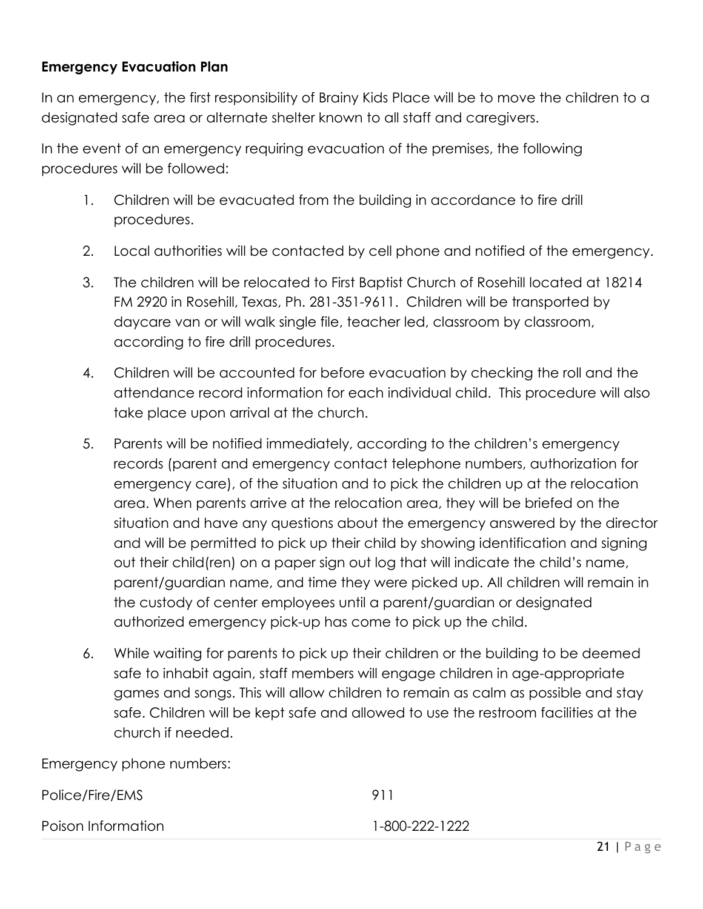**Emergency Evacuation Plan**

In an emergency, the first responsibility of Brainy Kids Place will be to move the children to a designated safe area or alternate shelter known to all staff and caregivers.

In the event of an emergency requiring evacuation of the premises, the following procedures will be followed:

1. Children will be evacuated from the building in accordance to fire drill procedures.
2. Local authorities will be contacted by cell phone and notified of the emergency.
3. The children will be relocated to First Baptist Church of Rosehill located at 18214 FM 2920 in Rosehill, Texas, Ph. 281-351-9611. Children will be transported by daycare van or will walk single file, teacher led, classroom by classroom, according to fire drill procedures.
4. Children will be accounted for before evacuation by checking the roll and the attendance record information for each individual child. This procedure will also take place upon arrival at the church.
5. Parents will be notified immediately, according to the children's emergency records (parent and emergency contact telephone numbers, authorization for emergency care), of the situation and to pick the children up at the relocation area. When parents arrive at the relocation area, they will be briefed on the situation and have any questions about the emergency answered by the director and will be permitted to pick up their child by showing identification and signing out their child(ren) on a paper sign out log that will indicate the child's name, parent/guardian name, and time they were picked up. All children will remain in the custody of center employees until a parent/guardian or designated authorized emergency pick-up has come to pick up the child.
6. While waiting for parents to pick up their children or the building to be deemed safe to inhabit again, staff members will engage children in age-appropriate games and songs. This will allow children to remain as calm as possible and stay safe. Children will be kept safe and allowed to use the restroom facilities at the church if needed.

Emergency phone numbers:

| | |
|---|---|
| Police/Fire/EMS | 911 |
| Poison Information | 1-800-222-1222 |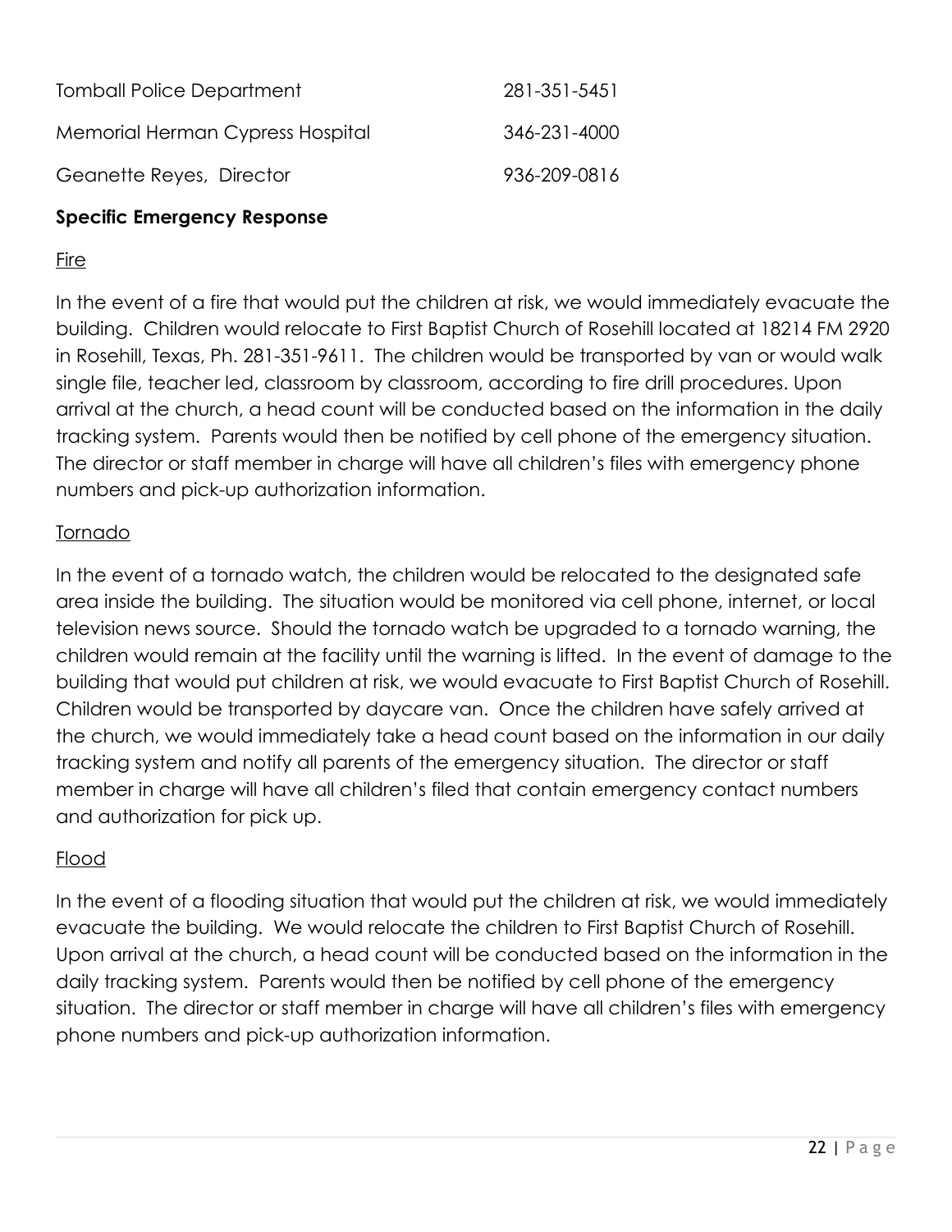| | |
|---|---|
| Tomball Police Department | 281-351-5451 |
| Memorial Herman Cypress Hospital | 346-231-4000 |
| Geanette Reyes, Director | 936-209-0816 |

**Specific Emergency Response**

Fire

In the event of a fire that would put the children at risk, we would immediately evacuate the building. Children would relocate to First Baptist Church of Rosehill located at 18214 FM 2920 in Rosehill, Texas, Ph. 281-351-9611. The children would be transported by van or would walk single file, teacher led, classroom by classroom, according to fire drill procedures. Upon arrival at the church, a head count will be conducted based on the information in the daily tracking system. Parents would then be notified by cell phone of the emergency situation. The director or staff member in charge will have all children's files with emergency phone numbers and pick-up authorization information.

Tornado

In the event of a tornado watch, the children would be relocated to the designated safe area inside the building. The situation would be monitored via cell phone, internet, or local television news source. Should the tornado watch be upgraded to a tornado warning, the children would remain at the facility until the warning is lifted. In the event of damage to the building that would put children at risk, we would evacuate to First Baptist Church of Rosehill. Children would be transported by daycare van. Once the children have safely arrived at the church, we would immediately take a head count based on the information in our daily tracking system and notify all parents of the emergency situation. The director or staff member in charge will have all children's filed that contain emergency contact numbers and authorization for pick up.

Flood

In the event of a flooding situation that would put the children at risk, we would immediately evacuate the building. We would relocate the children to First Baptist Church of Rosehill. Upon arrival at the church, a head count will be conducted based on the information in the daily tracking system. Parents would then be notified by cell phone of the emergency situation. The director or staff member in charge will have all children's files with emergency phone numbers and pick-up authorization information.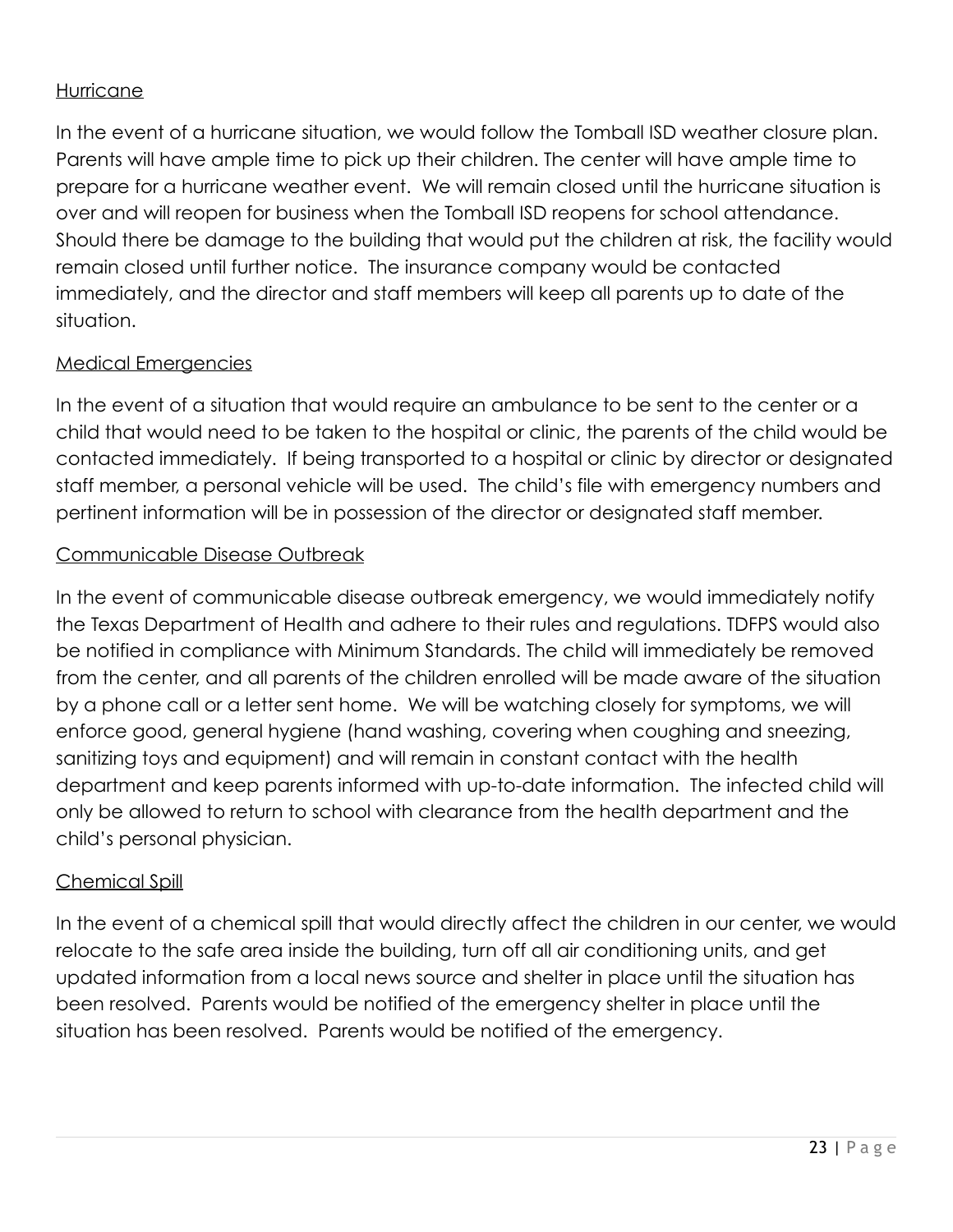### Hurricane

In the event of a hurricane situation, we would follow the Tomball ISD weather closure plan. Parents will have ample time to pick up their children. The center will have ample time to prepare for a hurricane weather event. We will remain closed until the hurricane situation is over and will reopen for business when the Tomball ISD reopens for school attendance. Should there be damage to the building that would put the children at risk, the facility would remain closed until further notice. The insurance company would be contacted immediately, and the director and staff members will keep all parents up to date of the situation.

### Medical Emergencies

In the event of a situation that would require an ambulance to be sent to the center or a child that would need to be taken to the hospital or clinic, the parents of the child would be contacted immediately. If being transported to a hospital or clinic by director or designated staff member, a personal vehicle will be used. The child's file with emergency numbers and pertinent information will be in possession of the director or designated staff member.

### Communicable Disease Outbreak

In the event of communicable disease outbreak emergency, we would immediately notify the Texas Department of Health and adhere to their rules and regulations. TDFPS would also be notified in compliance with Minimum Standards. The child will immediately be removed from the center, and all parents of the children enrolled will be made aware of the situation by a phone call or a letter sent home. We will be watching closely for symptoms, we will enforce good, general hygiene (hand washing, covering when coughing and sneezing, sanitizing toys and equipment) and will remain in constant contact with the health department and keep parents informed with up-to-date information. The infected child will only be allowed to return to school with clearance from the health department and the child's personal physician.

### Chemical Spill

In the event of a chemical spill that would directly affect the children in our center, we would relocate to the safe area inside the building, turn off all air conditioning units, and get updated information from a local news source and shelter in place until the situation has been resolved. Parents would be notified of the emergency shelter in place until the situation has been resolved. Parents would be notified of the emergency.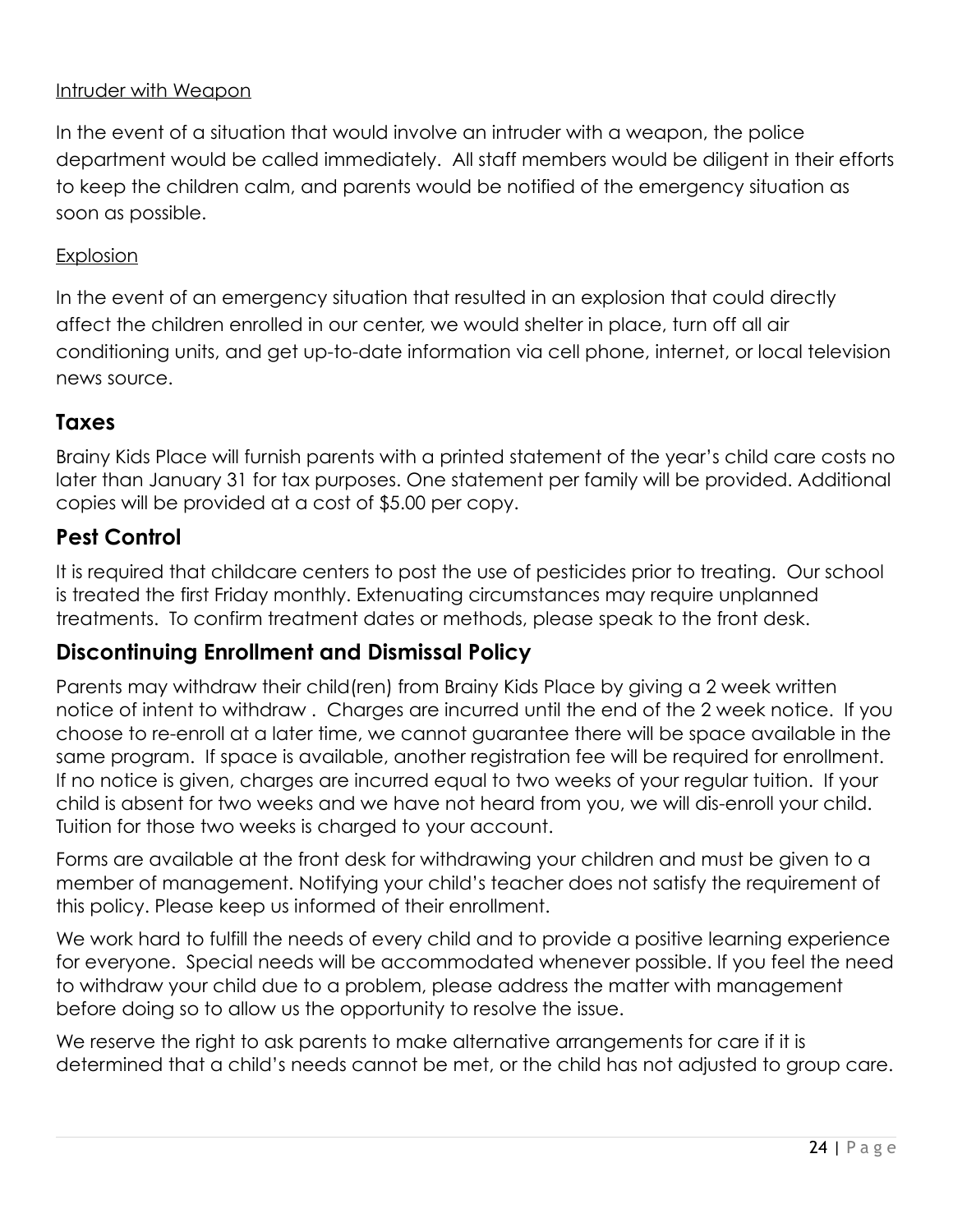Intruder with Weapon

In the event of a situation that would involve an intruder with a weapon, the police department would be called immediately. All staff members would be diligent in their efforts to keep the children calm, and parents would be notified of the emergency situation as soon as possible.

Explosion

In the event of an emergency situation that resulted in an explosion that could directly affect the children enrolled in our center, we would shelter in place, turn off all air conditioning units, and get up-to-date information via cell phone, internet, or local television news source.

## Taxes

Brainy Kids Place will furnish parents with a printed statement of the year's child care costs no later than January 31 for tax purposes. One statement per family will be provided. Additional copies will be provided at a cost of $5.00 per copy.

## Pest Control

It is required that childcare centers to post the use of pesticides prior to treating. Our school is treated the first Friday monthly. Extenuating circumstances may require unplanned treatments. To confirm treatment dates or methods, please speak to the front desk.

## Discontinuing Enrollment and Dismissal Policy

Parents may withdraw their child(ren) from Brainy Kids Place by giving a 2 week written notice of intent to withdraw . Charges are incurred until the end of the 2 week notice. If you choose to re-enroll at a later time, we cannot guarantee there will be space available in the same program. If space is available, another registration fee will be required for enrollment. If no notice is given, charges are incurred equal to two weeks of your regular tuition. If your child is absent for two weeks and we have not heard from you, we will dis-enroll your child. Tuition for those two weeks is charged to your account.

Forms are available at the front desk for withdrawing your children and must be given to a member of management. Notifying your child's teacher does not satisfy the requirement of this policy. Please keep us informed of their enrollment.

We work hard to fulfill the needs of every child and to provide a positive learning experience for everyone. Special needs will be accommodated whenever possible. If you feel the need to withdraw your child due to a problem, please address the matter with management before doing so to allow us the opportunity to resolve the issue.

We reserve the right to ask parents to make alternative arrangements for care if it is determined that a child's needs cannot be met, or the child has not adjusted to group care.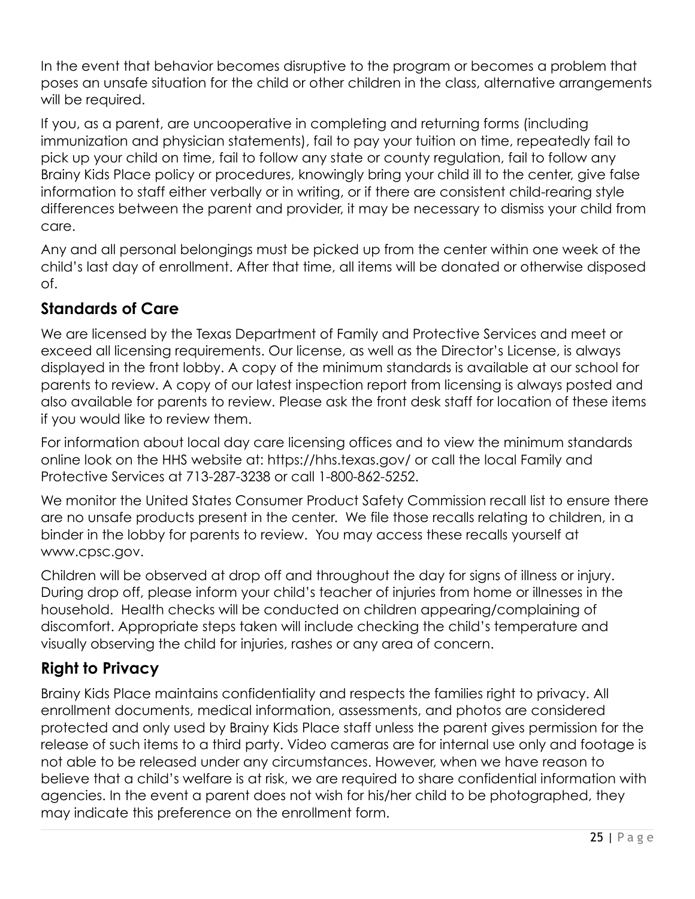In the event that behavior becomes disruptive to the program or becomes a problem that poses an unsafe situation for the child or other children in the class, alternative arrangements will be required.

If you, as a parent, are uncooperative in completing and returning forms (including immunization and physician statements), fail to pay your tuition on time, repeatedly fail to pick up your child on time, fail to follow any state or county regulation, fail to follow any Brainy Kids Place policy or procedures, knowingly bring your child ill to the center, give false information to staff either verbally or in writing, or if there are consistent child-rearing style differences between the parent and provider, it may be necessary to dismiss your child from care.

Any and all personal belongings must be picked up from the center within one week of the child's last day of enrollment. After that time, all items will be donated or otherwise disposed of.

## Standards of Care

We are licensed by the Texas Department of Family and Protective Services and meet or exceed all licensing requirements. Our license, as well as the Director's License, is always displayed in the front lobby. A copy of the minimum standards is available at our school for parents to review. A copy of our latest inspection report from licensing is always posted and also available for parents to review. Please ask the front desk staff for location of these items if you would like to review them.

For information about local day care licensing offices and to view the minimum standards online look on the HHS website at: https://hhs.texas.gov/ or call the local Family and Protective Services at 713-287-3238 or call 1-800-862-5252.

We monitor the United States Consumer Product Safety Commission recall list to ensure there are no unsafe products present in the center. We file those recalls relating to children, in a binder in the lobby for parents to review. You may access these recalls yourself at www.cpsc.gov.

Children will be observed at drop off and throughout the day for signs of illness or injury. During drop off, please inform your child's teacher of injuries from home or illnesses in the household. Health checks will be conducted on children appearing/complaining of discomfort. Appropriate steps taken will include checking the child's temperature and visually observing the child for injuries, rashes or any area of concern.

## Right to Privacy

Brainy Kids Place maintains confidentiality and respects the families right to privacy. All enrollment documents, medical information, assessments, and photos are considered protected and only used by Brainy Kids Place staff unless the parent gives permission for the release of such items to a third party. Video cameras are for internal use only and footage is not able to be released under any circumstances. However, when we have reason to believe that a child's welfare is at risk, we are required to share confidential information with agencies. In the event a parent does not wish for his/her child to be photographed, they may indicate this preference on the enrollment form.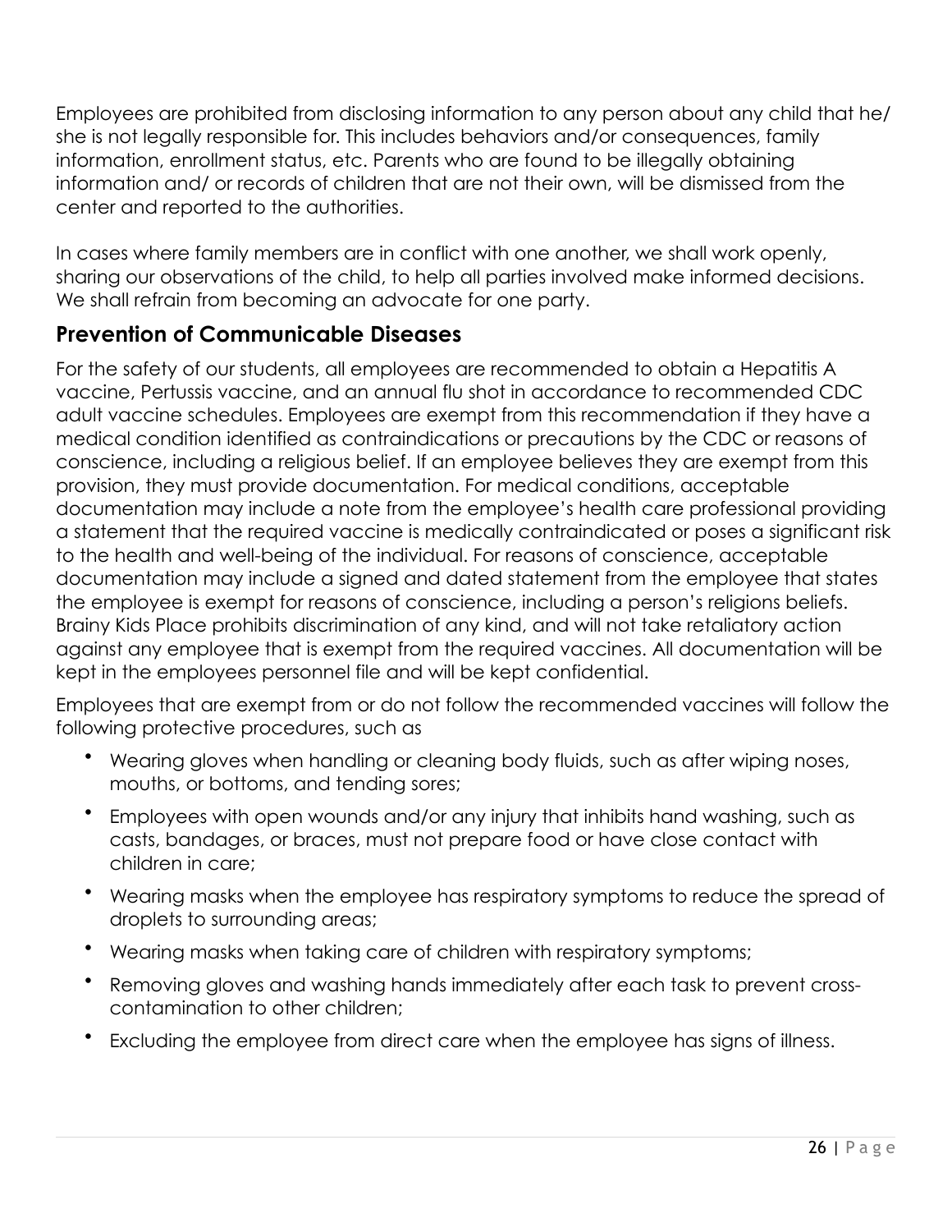Employees are prohibited from disclosing information to any person about any child that he/ she is not legally responsible for. This includes behaviors and/or consequences, family information, enrollment status, etc. Parents who are found to be illegally obtaining information and/ or records of children that are not their own, will be dismissed from the center and reported to the authorities.

In cases where family members are in conflict with one another, we shall work openly, sharing our observations of the child, to help all parties involved make informed decisions. We shall refrain from becoming an advocate for one party.

## Prevention of Communicable Diseases

For the safety of our students, all employees are recommended to obtain a Hepatitis A vaccine, Pertussis vaccine, and an annual flu shot in accordance to recommended CDC adult vaccine schedules. Employees are exempt from this recommendation if they have a medical condition identified as contraindications or precautions by the CDC or reasons of conscience, including a religious belief. If an employee believes they are exempt from this provision, they must provide documentation. For medical conditions, acceptable documentation may include a note from the employee's health care professional providing a statement that the required vaccine is medically contraindicated or poses a significant risk to the health and well-being of the individual. For reasons of conscience, acceptable documentation may include a signed and dated statement from the employee that states the employee is exempt for reasons of conscience, including a person's religions beliefs. Brainy Kids Place prohibits discrimination of any kind, and will not take retaliatory action against any employee that is exempt from the required vaccines. All documentation will be kept in the employees personnel file and will be kept confidential.

Employees that are exempt from or do not follow the recommended vaccines will follow the following protective procedures, such as

- Wearing gloves when handling or cleaning body fluids, such as after wiping noses, mouths, or bottoms, and tending sores;
- Employees with open wounds and/or any injury that inhibits hand washing, such as casts, bandages, or braces, must not prepare food or have close contact with children in care;
- Wearing masks when the employee has respiratory symptoms to reduce the spread of droplets to surrounding areas;
- Wearing masks when taking care of children with respiratory symptoms;
- Removing gloves and washing hands immediately after each task to prevent cross-contamination to other children;
- Excluding the employee from direct care when the employee has signs of illness.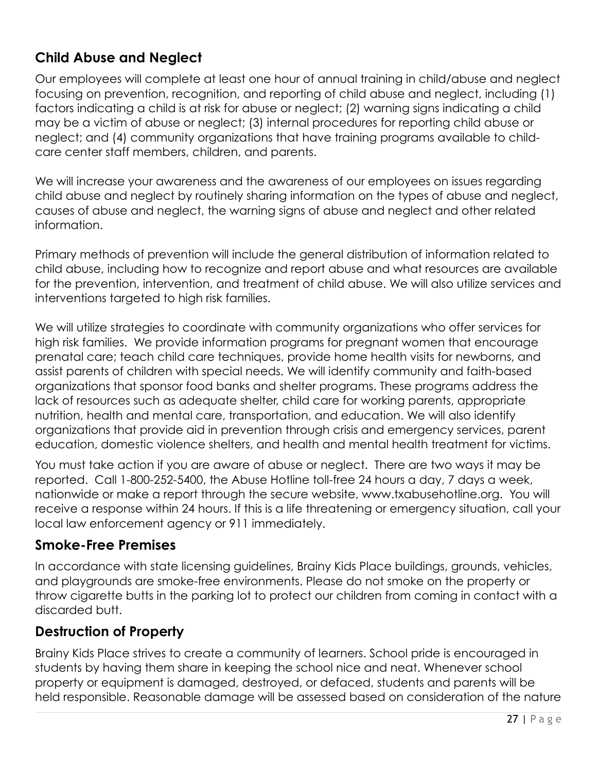## Child Abuse and Neglect

Our employees will complete at least one hour of annual training in child/abuse and neglect focusing on prevention, recognition, and reporting of child abuse and neglect, including (1) factors indicating a child is at risk for abuse or neglect; (2) warning signs indicating a child may be a victim of abuse or neglect; (3) internal procedures for reporting child abuse or neglect; and (4) community organizations that have training programs available to child-care center staff members, children, and parents.

We will increase your awareness and the awareness of our employees on issues regarding child abuse and neglect by routinely sharing information on the types of abuse and neglect, causes of abuse and neglect, the warning signs of abuse and neglect and other related information.

Primary methods of prevention will include the general distribution of information related to child abuse, including how to recognize and report abuse and what resources are available for the prevention, intervention, and treatment of child abuse. We will also utilize services and interventions targeted to high risk families.

We will utilize strategies to coordinate with community organizations who offer services for high risk families. We provide information programs for pregnant women that encourage prenatal care; teach child care techniques, provide home health visits for newborns, and assist parents of children with special needs. We will identify community and faith-based organizations that sponsor food banks and shelter programs. These programs address the lack of resources such as adequate shelter, child care for working parents, appropriate nutrition, health and mental care, transportation, and education. We will also identify organizations that provide aid in prevention through crisis and emergency services, parent education, domestic violence shelters, and health and mental health treatment for victims.

You must take action if you are aware of abuse or neglect. There are two ways it may be reported. Call 1-800-252-5400, the Abuse Hotline toll-free 24 hours a day, 7 days a week, nationwide or make a report through the secure website, www.txabusehotline.org. You will receive a response within 24 hours. If this is a life threatening or emergency situation, call your local law enforcement agency or 911 immediately.

## Smoke-Free Premises

In accordance with state licensing guidelines, Brainy Kids Place buildings, grounds, vehicles, and playgrounds are smoke-free environments. Please do not smoke on the property or throw cigarette butts in the parking lot to protect our children from coming in contact with a discarded butt.

## Destruction of Property

Brainy Kids Place strives to create a community of learners. School pride is encouraged in students by having them share in keeping the school nice and neat. Whenever school property or equipment is damaged, destroyed, or defaced, students and parents will be held responsible. Reasonable damage will be assessed based on consideration of the nature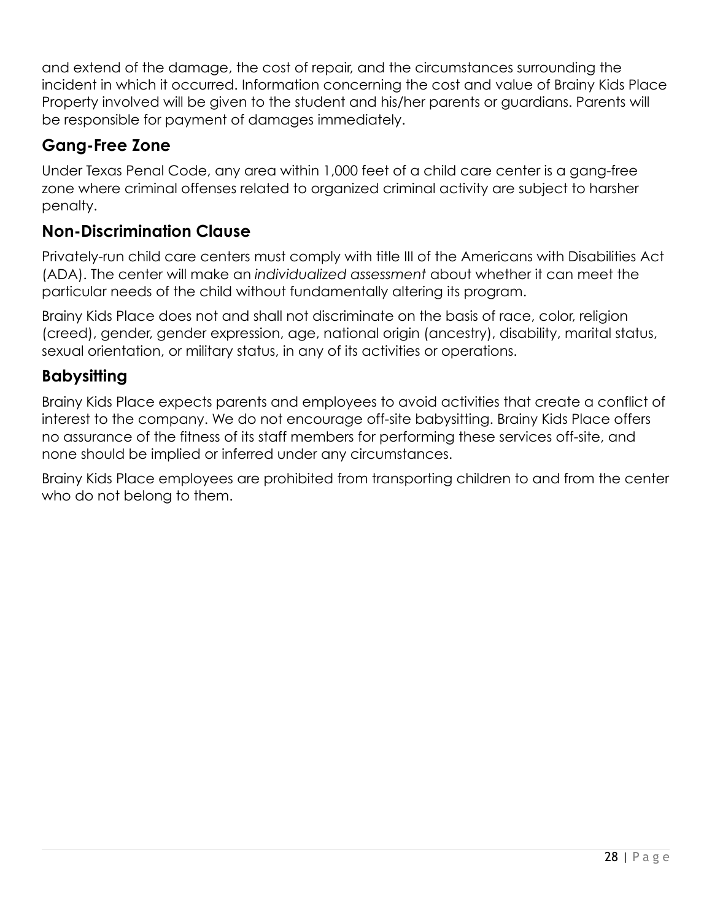and extend of the damage, the cost of repair, and the circumstances surrounding the incident in which it occurred. Information concerning the cost and value of Brainy Kids Place Property involved will be given to the student and his/her parents or guardians. Parents will be responsible for payment of damages immediately.

## Gang-Free Zone

Under Texas Penal Code, any area within 1,000 feet of a child care center is a gang-free zone where criminal offenses related to organized criminal activity are subject to harsher penalty.

## Non-Discrimination Clause

Privately-run child care centers must comply with title III of the Americans with Disabilities Act (ADA). The center will make an *individualized assessment* about whether it can meet the particular needs of the child without fundamentally altering its program.

Brainy Kids Place does not and shall not discriminate on the basis of race, color, religion (creed), gender, gender expression, age, national origin (ancestry), disability, marital status, sexual orientation, or military status, in any of its activities or operations.

## Babysitting

Brainy Kids Place expects parents and employees to avoid activities that create a conflict of interest to the company. We do not encourage off-site babysitting. Brainy Kids Place offers no assurance of the fitness of its staff members for performing these services off-site, and none should be implied or inferred under any circumstances.

Brainy Kids Place employees are prohibited from transporting children to and from the center who do not belong to them.